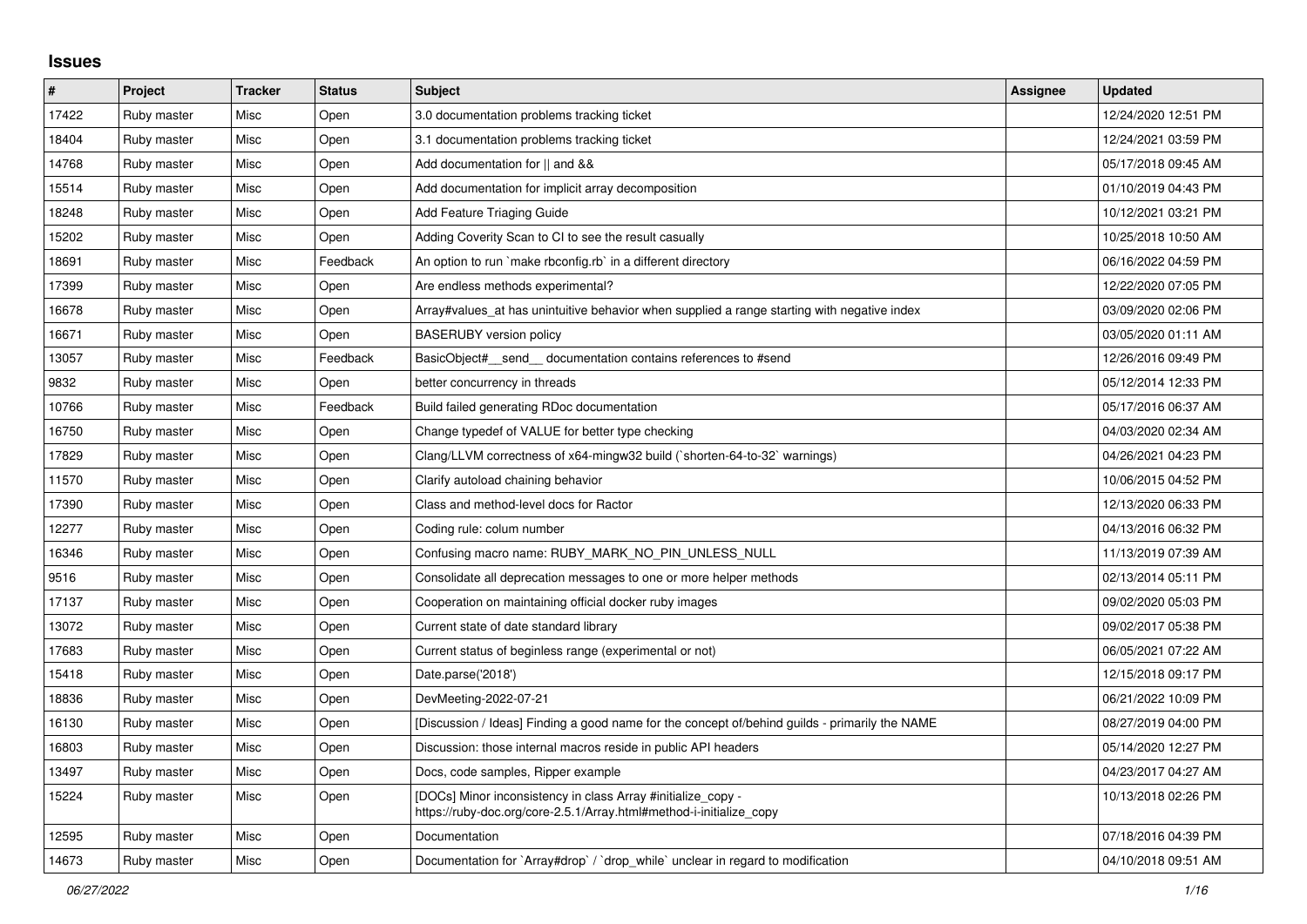## Issues

| # | Project | Tracker | Status | Subject | Assignee | Updated |
|---|---|---|---|---|---|---|
| 17422 | Ruby master | Misc | Open | 3.0 documentation problems tracking ticket | | 12/24/2020 12:51 PM |
| 18404 | Ruby master | Misc | Open | 3.1 documentation problems tracking ticket | | 12/24/2021 03:59 PM |
| 14768 | Ruby master | Misc | Open | Add documentation for \|\| and && | | 05/17/2018 09:45 AM |
| 15514 | Ruby master | Misc | Open | Add documentation for implicit array decomposition | | 01/10/2019 04:43 PM |
| 18248 | Ruby master | Misc | Open | Add Feature Triaging Guide | | 10/12/2021 03:21 PM |
| 15202 | Ruby master | Misc | Open | Adding Coverity Scan to CI to see the result casually | | 10/25/2018 10:50 AM |
| 18691 | Ruby master | Misc | Feedback | An option to run `make rbconfig.rb` in a different directory | | 06/16/2022 04:59 PM |
| 17399 | Ruby master | Misc | Open | Are endless methods experimental? | | 12/22/2020 07:05 PM |
| 16678 | Ruby master | Misc | Open | Array#values_at has unintuitive behavior when supplied a range starting with negative index | | 03/09/2020 02:06 PM |
| 16671 | Ruby master | Misc | Open | BASERUBY version policy | | 03/05/2020 01:11 AM |
| 13057 | Ruby master | Misc | Feedback | BasicObject#__send__ documentation contains references to #send | | 12/26/2016 09:49 PM |
| 9832 | Ruby master | Misc | Open | better concurrency in threads | | 05/12/2014 12:33 PM |
| 10766 | Ruby master | Misc | Feedback | Build failed generating RDoc documentation | | 05/17/2016 06:37 AM |
| 16750 | Ruby master | Misc | Open | Change typedef of VALUE for better type checking | | 04/03/2020 02:34 AM |
| 17829 | Ruby master | Misc | Open | Clang/LLVM correctness of x64-mingw32 build (`shorten-64-to-32` warnings) | | 04/26/2021 04:23 PM |
| 11570 | Ruby master | Misc | Open | Clarify autoload chaining behavior | | 10/06/2015 04:52 PM |
| 17390 | Ruby master | Misc | Open | Class and method-level docs for Ractor | | 12/13/2020 06:33 PM |
| 12277 | Ruby master | Misc | Open | Coding rule: colum number | | 04/13/2016 06:32 PM |
| 16346 | Ruby master | Misc | Open | Confusing macro name: RUBY_MARK_NO_PIN_UNLESS_NULL | | 11/13/2019 07:39 AM |
| 9516 | Ruby master | Misc | Open | Consolidate all deprecation messages to one or more helper methods | | 02/13/2014 05:11 PM |
| 17137 | Ruby master | Misc | Open | Cooperation on maintaining official docker ruby images | | 09/02/2020 05:03 PM |
| 13072 | Ruby master | Misc | Open | Current state of date standard library | | 09/02/2017 05:38 PM |
| 17683 | Ruby master | Misc | Open | Current status of beginless range (experimental or not) | | 06/05/2021 07:22 AM |
| 15418 | Ruby master | Misc | Open | Date.parse('2018') | | 12/15/2018 09:17 PM |
| 18836 | Ruby master | Misc | Open | DevMeeting-2022-07-21 | | 06/21/2022 10:09 PM |
| 16130 | Ruby master | Misc | Open | [Discussion / Ideas] Finding a good name for the concept of/behind guilds - primarily the NAME | | 08/27/2019 04:00 PM |
| 16803 | Ruby master | Misc | Open | Discussion: those internal macros reside in public API headers | | 05/14/2020 12:27 PM |
| 13497 | Ruby master | Misc | Open | Docs, code samples, Ripper example | | 04/23/2017 04:27 AM |
| 15224 | Ruby master | Misc | Open | [DOCs] Minor inconsistency in class Array #initialize_copy - https://ruby-doc.org/core-2.5.1/Array.html#method-i-initialize_copy | | 10/13/2018 02:26 PM |
| 12595 | Ruby master | Misc | Open | Documentation | | 07/18/2016 04:39 PM |
| 14673 | Ruby master | Misc | Open | Documentation for `Array#drop` / `drop_while` unclear in regard to modification | | 04/10/2018 09:51 AM |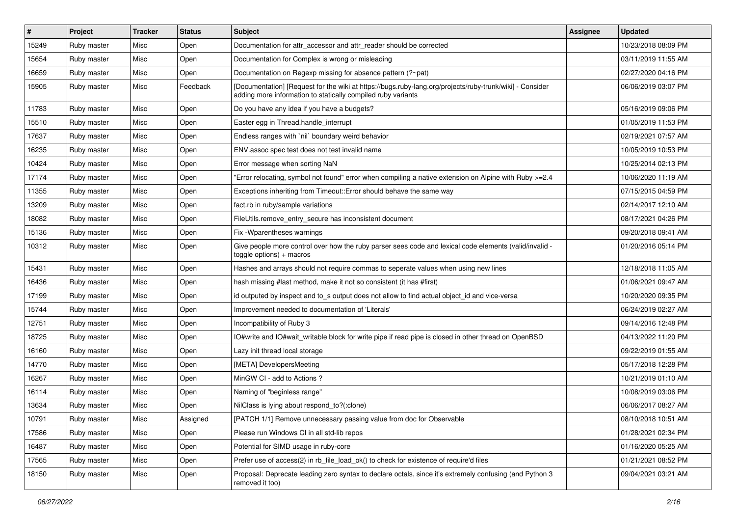| # | Project | Tracker | Status | Subject | Assignee | Updated |
|---|---|---|---|---|---|---|
| 15249 | Ruby master | Misc | Open | Documentation for attr_accessor and attr_reader should be corrected | | 10/23/2018 08:09 PM |
| 15654 | Ruby master | Misc | Open | Documentation for Complex is wrong or misleading | | 03/11/2019 11:55 AM |
| 16659 | Ruby master | Misc | Open | Documentation on Regexp missing for absence pattern (?~pat) | | 02/27/2020 04:16 PM |
| 15905 | Ruby master | Misc | Feedback | [Documentation] [Request for the wiki at https://bugs.ruby-lang.org/projects/ruby-trunk/wiki] - Consider adding more information to statically compiled ruby variants | | 06/06/2019 03:07 PM |
| 11783 | Ruby master | Misc | Open | Do you have any idea if you have a budgets? | | 05/16/2019 09:06 PM |
| 15510 | Ruby master | Misc | Open | Easter egg in Thread.handle_interrupt | | 01/05/2019 11:53 PM |
| 17637 | Ruby master | Misc | Open | Endless ranges with `nil` boundary weird behavior | | 02/19/2021 07:57 AM |
| 16235 | Ruby master | Misc | Open | ENV.assoc spec test does not test invalid name | | 10/05/2019 10:53 PM |
| 10424 | Ruby master | Misc | Open | Error message when sorting NaN | | 10/25/2014 02:13 PM |
| 17174 | Ruby master | Misc | Open | "Error relocating, symbol not found" error when compiling a native extension on Alpine with Ruby >=2.4 | | 10/06/2020 11:19 AM |
| 11355 | Ruby master | Misc | Open | Exceptions inheriting from Timeout::Error should behave the same way | | 07/15/2015 04:59 PM |
| 13209 | Ruby master | Misc | Open | fact.rb in ruby/sample variations | | 02/14/2017 12:10 AM |
| 18082 | Ruby master | Misc | Open | FileUtils.remove_entry_secure has inconsistent document | | 08/17/2021 04:26 PM |
| 15136 | Ruby master | Misc | Open | Fix -Wparentheses warnings | | 09/20/2018 09:41 AM |
| 10312 | Ruby master | Misc | Open | Give people more control over how the ruby parser sees code and lexical code elements (valid/invalid - toggle options) + macros | | 01/20/2016 05:14 PM |
| 15431 | Ruby master | Misc | Open | Hashes and arrays should not require commas to seperate values when using new lines | | 12/18/2018 11:05 AM |
| 16436 | Ruby master | Misc | Open | hash missing #last method, make it not so consistent (it has #first) | | 01/06/2021 09:47 AM |
| 17199 | Ruby master | Misc | Open | id outputed by inspect and to_s output does not allow to find actual object_id and vice-versa | | 10/20/2020 09:35 PM |
| 15744 | Ruby master | Misc | Open | Improvement needed to documentation of 'Literals' | | 06/24/2019 02:27 AM |
| 12751 | Ruby master | Misc | Open | Incompatibility of Ruby 3 | | 09/14/2016 12:48 PM |
| 18725 | Ruby master | Misc | Open | IO#write and IO#wait_writable block for write pipe if read pipe is closed in other thread on OpenBSD | | 04/13/2022 11:20 PM |
| 16160 | Ruby master | Misc | Open | Lazy init thread local storage | | 09/22/2019 01:55 AM |
| 14770 | Ruby master | Misc | Open | [META] DevelopersMeeting | | 05/17/2018 12:28 PM |
| 16267 | Ruby master | Misc | Open | MinGW CI - add to Actions ? | | 10/21/2019 01:10 AM |
| 16114 | Ruby master | Misc | Open | Naming of "beginless range" | | 10/08/2019 03:06 PM |
| 13634 | Ruby master | Misc | Open | NilClass is lying about respond_to?(:clone) | | 06/06/2017 08:27 AM |
| 10791 | Ruby master | Misc | Assigned | [PATCH 1/1] Remove unnecessary passing value from doc for Observable | | 08/10/2018 10:51 AM |
| 17586 | Ruby master | Misc | Open | Please run Windows CI in all std-lib repos | | 01/28/2021 02:34 PM |
| 16487 | Ruby master | Misc | Open | Potential for SIMD usage in ruby-core | | 01/16/2020 05:25 AM |
| 17565 | Ruby master | Misc | Open | Prefer use of access(2) in rb_file_load_ok() to check for existence of require'd files | | 01/21/2021 08:52 PM |
| 18150 | Ruby master | Misc | Open | Proposal: Deprecate leading zero syntax to declare octals, since it's extremely confusing (and Python 3 removed it too) | | 09/04/2021 03:21 AM |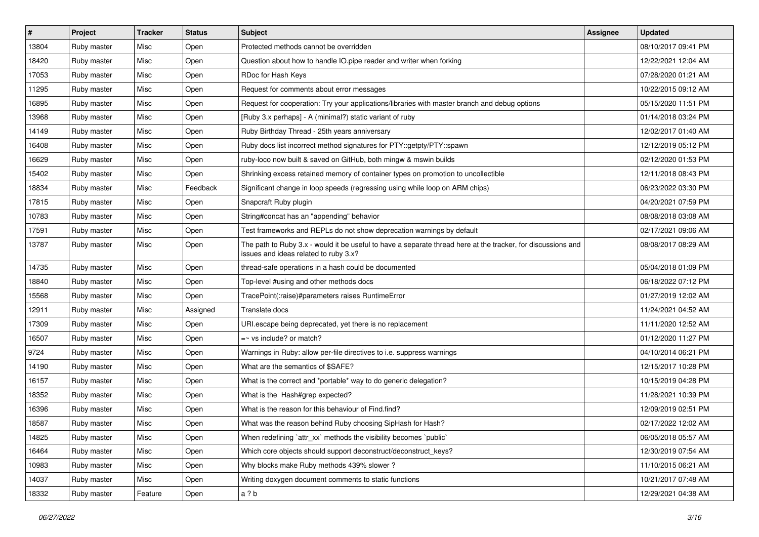| # | Project | Tracker | Status | Subject | Assignee | Updated |
|---|---|---|---|---|---|---|
| 13804 | Ruby master | Misc | Open | Protected methods cannot be overridden | | 08/10/2017 09:41 PM |
| 18420 | Ruby master | Misc | Open | Question about how to handle IO.pipe reader and writer when forking | | 12/22/2021 12:04 AM |
| 17053 | Ruby master | Misc | Open | RDoc for Hash Keys | | 07/28/2020 01:21 AM |
| 11295 | Ruby master | Misc | Open | Request for comments about error messages | | 10/22/2015 09:12 AM |
| 16895 | Ruby master | Misc | Open | Request for cooperation: Try your applications/libraries with master branch and debug options | | 05/15/2020 11:51 PM |
| 13968 | Ruby master | Misc | Open | [Ruby 3.x perhaps] - A (minimal?) static variant of ruby | | 01/14/2018 03:24 PM |
| 14149 | Ruby master | Misc | Open | Ruby Birthday Thread - 25th years anniversary | | 12/02/2017 01:40 AM |
| 16408 | Ruby master | Misc | Open | Ruby docs list incorrect method signatures for PTY::getpty/PTY::spawn | | 12/12/2019 05:12 PM |
| 16629 | Ruby master | Misc | Open | ruby-loco now built & saved on GitHub, both mingw & mswin builds | | 02/12/2020 01:53 PM |
| 15402 | Ruby master | Misc | Open | Shrinking excess retained memory of container types on promotion to uncollectible | | 12/11/2018 08:43 PM |
| 18834 | Ruby master | Misc | Feedback | Significant change in loop speeds (regressing using while loop on ARM chips) | | 06/23/2022 03:30 PM |
| 17815 | Ruby master | Misc | Open | Snapcraft Ruby plugin | | 04/20/2021 07:59 PM |
| 10783 | Ruby master | Misc | Open | String#concat has an "appending" behavior | | 08/08/2018 03:08 AM |
| 17591 | Ruby master | Misc | Open | Test frameworks and REPLs do not show deprecation warnings by default | | 02/17/2021 09:06 AM |
| 13787 | Ruby master | Misc | Open | The path to Ruby 3.x - would it be useful to have a separate thread here at the tracker, for discussions and issues and ideas related to ruby 3.x? | | 08/08/2017 08:29 AM |
| 14735 | Ruby master | Misc | Open | thread-safe operations in a hash could be documented | | 05/04/2018 01:09 PM |
| 18840 | Ruby master | Misc | Open | Top-level #using and other methods docs | | 06/18/2022 07:12 PM |
| 15568 | Ruby master | Misc | Open | TracePoint(:raise)#parameters raises RuntimeError | | 01/27/2019 12:02 AM |
| 12911 | Ruby master | Misc | Assigned | Translate docs | | 11/24/2021 04:52 AM |
| 17309 | Ruby master | Misc | Open | URI.escape being deprecated, yet there is no replacement | | 11/11/2020 12:52 AM |
| 16507 | Ruby master | Misc | Open | =~ vs include? or match? | | 01/12/2020 11:27 PM |
| 9724 | Ruby master | Misc | Open | Warnings in Ruby: allow per-file directives to i.e. suppress warnings | | 04/10/2014 06:21 PM |
| 14190 | Ruby master | Misc | Open | What are the semantics of $SAFE? | | 12/15/2017 10:28 PM |
| 16157 | Ruby master | Misc | Open | What is the correct and *portable* way to do generic delegation? | | 10/15/2019 04:28 PM |
| 18352 | Ruby master | Misc | Open | What is the Hash#grep expected? | | 11/28/2021 10:39 PM |
| 16396 | Ruby master | Misc | Open | What is the reason for this behaviour of Find.find? | | 12/09/2019 02:51 PM |
| 18587 | Ruby master | Misc | Open | What was the reason behind Ruby choosing SipHash for Hash? | | 02/17/2022 12:02 AM |
| 14825 | Ruby master | Misc | Open | When redefining `attr_xx` methods the visibility becomes `public` | | 06/05/2018 05:57 AM |
| 16464 | Ruby master | Misc | Open | Which core objects should support deconstruct/deconstruct_keys? | | 12/30/2019 07:54 AM |
| 10983 | Ruby master | Misc | Open | Why blocks make Ruby methods 439% slower ? | | 11/10/2015 06:21 AM |
| 14037 | Ruby master | Misc | Open | Writing doxygen document comments to static functions | | 10/21/2017 07:48 AM |
| 18332 | Ruby master | Feature | Open | a ? b | | 12/29/2021 04:38 AM |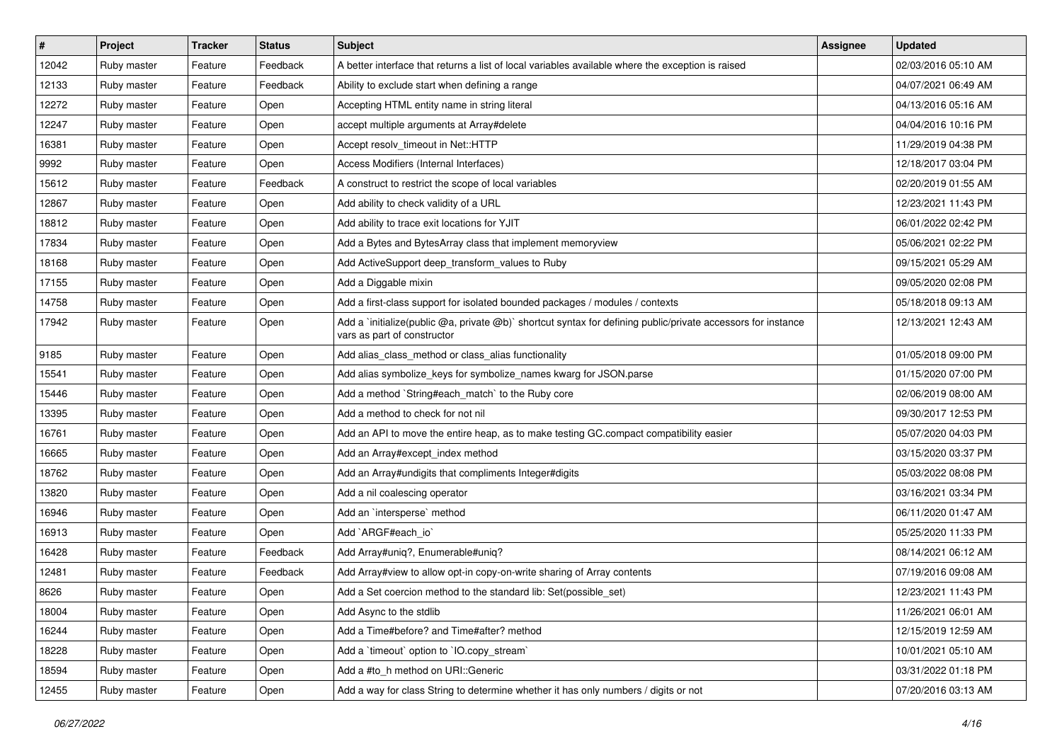| # | Project | Tracker | Status | Subject | Assignee | Updated |
|---|---|---|---|---|---|---|
| 12042 | Ruby master | Feature | Feedback | A better interface that returns a list of local variables available where the exception is raised | | 02/03/2016 05:10 AM |
| 12133 | Ruby master | Feature | Feedback | Ability to exclude start when defining a range | | 04/07/2021 06:49 AM |
| 12272 | Ruby master | Feature | Open | Accepting HTML entity name in string literal | | 04/13/2016 05:16 AM |
| 12247 | Ruby master | Feature | Open | accept multiple arguments at Array#delete | | 04/04/2016 10:16 PM |
| 16381 | Ruby master | Feature | Open | Accept resolv_timeout in Net::HTTP | | 11/29/2019 04:38 PM |
| 9992 | Ruby master | Feature | Open | Access Modifiers (Internal Interfaces) | | 12/18/2017 03:04 PM |
| 15612 | Ruby master | Feature | Feedback | A construct to restrict the scope of local variables | | 02/20/2019 01:55 AM |
| 12867 | Ruby master | Feature | Open | Add ability to check validity of a URL | | 12/23/2021 11:43 PM |
| 18812 | Ruby master | Feature | Open | Add ability to trace exit locations for YJIT | | 06/01/2022 02:42 PM |
| 17834 | Ruby master | Feature | Open | Add a Bytes and BytesArray class that implement memoryview | | 05/06/2021 02:22 PM |
| 18168 | Ruby master | Feature | Open | Add ActiveSupport deep_transform_values to Ruby | | 09/15/2021 05:29 AM |
| 17155 | Ruby master | Feature | Open | Add a Diggable mixin | | 09/05/2020 02:08 PM |
| 14758 | Ruby master | Feature | Open | Add a first-class support for isolated bounded packages / modules / contexts | | 05/18/2018 09:13 AM |
| 17942 | Ruby master | Feature | Open | Add a `initialize(public @a, private @b)` shortcut syntax for defining public/private accessors for instance vars as part of constructor | | 12/13/2021 12:43 AM |
| 9185 | Ruby master | Feature | Open | Add alias_class_method or class_alias functionality | | 01/05/2018 09:00 PM |
| 15541 | Ruby master | Feature | Open | Add alias symbolize_keys for symbolize_names kwarg for JSON.parse | | 01/15/2020 07:00 PM |
| 15446 | Ruby master | Feature | Open | Add a method `String#each_match` to the Ruby core | | 02/06/2019 08:00 AM |
| 13395 | Ruby master | Feature | Open | Add a method to check for not nil | | 09/30/2017 12:53 PM |
| 16761 | Ruby master | Feature | Open | Add an API to move the entire heap, as to make testing GC.compact compatibility easier | | 05/07/2020 04:03 PM |
| 16665 | Ruby master | Feature | Open | Add an Array#except_index method | | 03/15/2020 03:37 PM |
| 18762 | Ruby master | Feature | Open | Add an Array#undigits that compliments Integer#digits | | 05/03/2022 08:08 PM |
| 13820 | Ruby master | Feature | Open | Add a nil coalescing operator | | 03/16/2021 03:34 PM |
| 16946 | Ruby master | Feature | Open | Add an `intersperse` method | | 06/11/2020 01:47 AM |
| 16913 | Ruby master | Feature | Open | Add `ARGF#each_io` | | 05/25/2020 11:33 PM |
| 16428 | Ruby master | Feature | Feedback | Add Array#uniq?, Enumerable#uniq? | | 08/14/2021 06:12 AM |
| 12481 | Ruby master | Feature | Feedback | Add Array#view to allow opt-in copy-on-write sharing of Array contents | | 07/19/2016 09:08 AM |
| 8626 | Ruby master | Feature | Open | Add a Set coercion method to the standard lib: Set(possible_set) | | 12/23/2021 11:43 PM |
| 18004 | Ruby master | Feature | Open | Add Async to the stdlib | | 11/26/2021 06:01 AM |
| 16244 | Ruby master | Feature | Open | Add a Time#before? and Time#after? method | | 12/15/2019 12:59 AM |
| 18228 | Ruby master | Feature | Open | Add a `timeout` option to `IO.copy_stream` | | 10/01/2021 05:10 AM |
| 18594 | Ruby master | Feature | Open | Add a #to_h method on URI::Generic | | 03/31/2022 01:18 PM |
| 12455 | Ruby master | Feature | Open | Add a way for class String to determine whether it has only numbers / digits or not | | 07/20/2016 03:13 AM |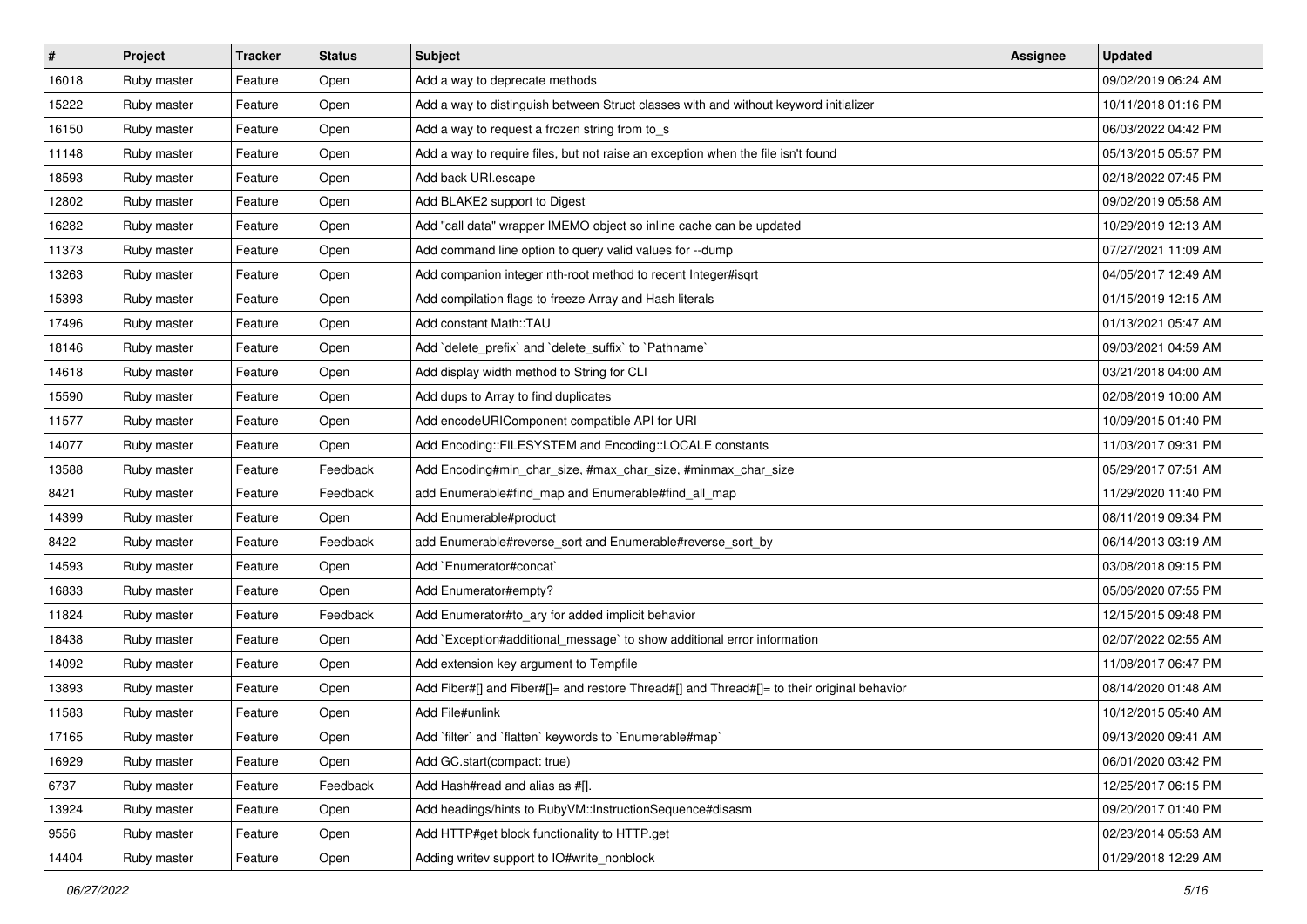| # | Project | Tracker | Status | Subject | Assignee | Updated |
|---|---|---|---|---|---|---|
| 16018 | Ruby master | Feature | Open | Add a way to deprecate methods | | 09/02/2019 06:24 AM |
| 15222 | Ruby master | Feature | Open | Add a way to distinguish between Struct classes with and without keyword initializer | | 10/11/2018 01:16 PM |
| 16150 | Ruby master | Feature | Open | Add a way to request a frozen string from to_s | | 06/03/2022 04:42 PM |
| 11148 | Ruby master | Feature | Open | Add a way to require files, but not raise an exception when the file isn't found | | 05/13/2015 05:57 PM |
| 18593 | Ruby master | Feature | Open | Add back URI.escape | | 02/18/2022 07:45 PM |
| 12802 | Ruby master | Feature | Open | Add BLAKE2 support to Digest | | 09/02/2019 05:58 AM |
| 16282 | Ruby master | Feature | Open | Add "call data" wrapper IMEMO object so inline cache can be updated | | 10/29/2019 12:13 AM |
| 11373 | Ruby master | Feature | Open | Add command line option to query valid values for --dump | | 07/27/2021 11:09 AM |
| 13263 | Ruby master | Feature | Open | Add companion integer nth-root method to recent Integer#isqrt | | 04/05/2017 12:49 AM |
| 15393 | Ruby master | Feature | Open | Add compilation flags to freeze Array and Hash literals | | 01/15/2019 12:15 AM |
| 17496 | Ruby master | Feature | Open | Add constant Math::TAU | | 01/13/2021 05:47 AM |
| 18146 | Ruby master | Feature | Open | Add `delete_prefix` and `delete_suffix` to `Pathname` | | 09/03/2021 04:59 AM |
| 14618 | Ruby master | Feature | Open | Add display width method to String for CLI | | 03/21/2018 04:00 AM |
| 15590 | Ruby master | Feature | Open | Add dups to Array to find duplicates | | 02/08/2019 10:00 AM |
| 11577 | Ruby master | Feature | Open | Add encodeURIComponent compatible API for URI | | 10/09/2015 01:40 PM |
| 14077 | Ruby master | Feature | Open | Add Encoding::FILESYSTEM and Encoding::LOCALE constants | | 11/03/2017 09:31 PM |
| 13588 | Ruby master | Feature | Feedback | Add Encoding#min_char_size, #max_char_size, #minmax_char_size | | 05/29/2017 07:51 AM |
| 8421 | Ruby master | Feature | Feedback | add Enumerable#find_map and Enumerable#find_all_map | | 11/29/2020 11:40 PM |
| 14399 | Ruby master | Feature | Open | Add Enumerable#product | | 08/11/2019 09:34 PM |
| 8422 | Ruby master | Feature | Feedback | add Enumerable#reverse_sort and Enumerable#reverse_sort_by | | 06/14/2013 03:19 AM |
| 14593 | Ruby master | Feature | Open | Add `Enumerator#concat` | | 03/08/2018 09:15 PM |
| 16833 | Ruby master | Feature | Open | Add Enumerator#empty? | | 05/06/2020 07:55 PM |
| 11824 | Ruby master | Feature | Feedback | Add Enumerator#to_ary for added implicit behavior | | 12/15/2015 09:48 PM |
| 18438 | Ruby master | Feature | Open | Add `Exception#additional_message` to show additional error information | | 02/07/2022 02:55 AM |
| 14092 | Ruby master | Feature | Open | Add extension key argument to Tempfile | | 11/08/2017 06:47 PM |
| 13893 | Ruby master | Feature | Open | Add Fiber#[] and Fiber#[]= and restore Thread#[] and Thread#[]= to their original behavior | | 08/14/2020 01:48 AM |
| 11583 | Ruby master | Feature | Open | Add File#unlink | | 10/12/2015 05:40 AM |
| 17165 | Ruby master | Feature | Open | Add `filter` and `flatten` keywords to `Enumerable#map` | | 09/13/2020 09:41 AM |
| 16929 | Ruby master | Feature | Open | Add GC.start(compact: true) | | 06/01/2020 03:42 PM |
| 6737 | Ruby master | Feature | Feedback | Add Hash#read and alias as #[]. | | 12/25/2017 06:15 PM |
| 13924 | Ruby master | Feature | Open | Add headings/hints to RubyVM::InstructionSequence#disasm | | 09/20/2017 01:40 PM |
| 9556 | Ruby master | Feature | Open | Add HTTP#get block functionality to HTTP.get | | 02/23/2014 05:53 AM |
| 14404 | Ruby master | Feature | Open | Adding writev support to IO#write_nonblock | | 01/29/2018 12:29 AM |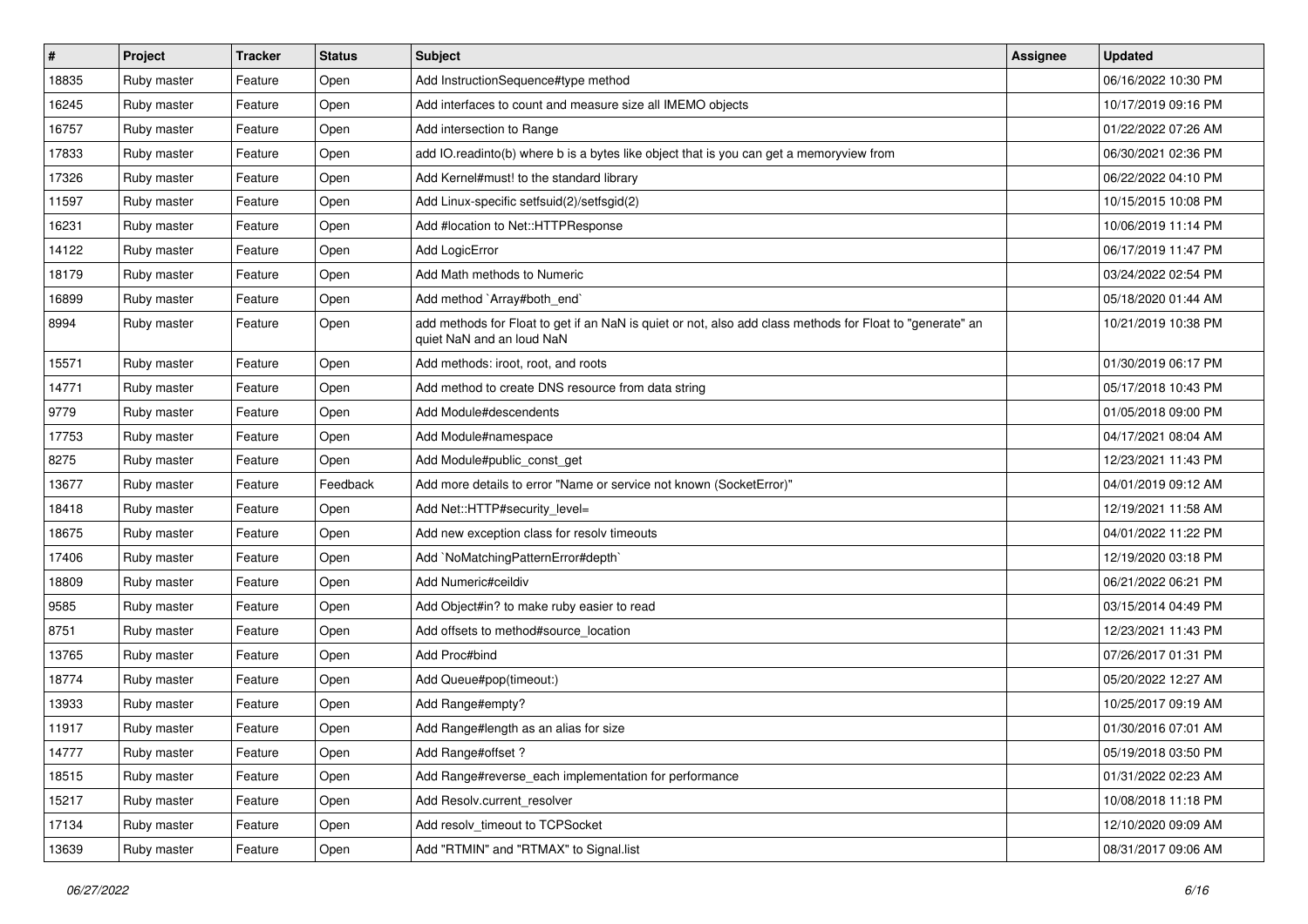| # | Project | Tracker | Status | Subject | Assignee | Updated |
|---|---|---|---|---|---|---|
| 18835 | Ruby master | Feature | Open | Add InstructionSequence#type method | | 06/16/2022 10:30 PM |
| 16245 | Ruby master | Feature | Open | Add interfaces to count and measure size all IMEMO objects | | 10/17/2019 09:16 PM |
| 16757 | Ruby master | Feature | Open | Add intersection to Range | | 01/22/2022 07:26 AM |
| 17833 | Ruby master | Feature | Open | add IO.readinto(b) where b is a bytes like object that is you can get a memoryview from | | 06/30/2021 02:36 PM |
| 17326 | Ruby master | Feature | Open | Add Kernel#must! to the standard library | | 06/22/2022 04:10 PM |
| 11597 | Ruby master | Feature | Open | Add Linux-specific setfsuid(2)/setfsgid(2) | | 10/15/2015 10:08 PM |
| 16231 | Ruby master | Feature | Open | Add #location to Net::HTTPResponse | | 10/06/2019 11:14 PM |
| 14122 | Ruby master | Feature | Open | Add LogicError | | 06/17/2019 11:47 PM |
| 18179 | Ruby master | Feature | Open | Add Math methods to Numeric | | 03/24/2022 02:54 PM |
| 16899 | Ruby master | Feature | Open | Add method `Array#both_end` | | 05/18/2020 01:44 AM |
| 8994 | Ruby master | Feature | Open | add methods for Float to get if an NaN is quiet or not, also add class methods for Float to "generate" an quiet NaN and an loud NaN | | 10/21/2019 10:38 PM |
| 15571 | Ruby master | Feature | Open | Add methods: iroot, root, and roots | | 01/30/2019 06:17 PM |
| 14771 | Ruby master | Feature | Open | Add method to create DNS resource from data string | | 05/17/2018 10:43 PM |
| 9779 | Ruby master | Feature | Open | Add Module#descendents | | 01/05/2018 09:00 PM |
| 17753 | Ruby master | Feature | Open | Add Module#namespace | | 04/17/2021 08:04 AM |
| 8275 | Ruby master | Feature | Open | Add Module#public_const_get | | 12/23/2021 11:43 PM |
| 13677 | Ruby master | Feature | Feedback | Add more details to error "Name or service not known (SocketError)" | | 04/01/2019 09:12 AM |
| 18418 | Ruby master | Feature | Open | Add Net::HTTP#security_level= | | 12/19/2021 11:58 AM |
| 18675 | Ruby master | Feature | Open | Add new exception class for resolv timeouts | | 04/01/2022 11:22 PM |
| 17406 | Ruby master | Feature | Open | Add `NoMatchingPatternError#depth` | | 12/19/2020 03:18 PM |
| 18809 | Ruby master | Feature | Open | Add Numeric#ceildiv | | 06/21/2022 06:21 PM |
| 9585 | Ruby master | Feature | Open | Add Object#in? to make ruby easier to read | | 03/15/2014 04:49 PM |
| 8751 | Ruby master | Feature | Open | Add offsets to method#source_location | | 12/23/2021 11:43 PM |
| 13765 | Ruby master | Feature | Open | Add Proc#bind | | 07/26/2017 01:31 PM |
| 18774 | Ruby master | Feature | Open | Add Queue#pop(timeout:) | | 05/20/2022 12:27 AM |
| 13933 | Ruby master | Feature | Open | Add Range#empty? | | 10/25/2017 09:19 AM |
| 11917 | Ruby master | Feature | Open | Add Range#length as an alias for size | | 01/30/2016 07:01 AM |
| 14777 | Ruby master | Feature | Open | Add Range#offset ? | | 05/19/2018 03:50 PM |
| 18515 | Ruby master | Feature | Open | Add Range#reverse_each implementation for performance | | 01/31/2022 02:23 AM |
| 15217 | Ruby master | Feature | Open | Add Resolv.current_resolver | | 10/08/2018 11:18 PM |
| 17134 | Ruby master | Feature | Open | Add resolv_timeout to TCPSocket | | 12/10/2020 09:09 AM |
| 13639 | Ruby master | Feature | Open | Add "RTMIN" and "RTMAX" to Signal.list | | 08/31/2017 09:06 AM |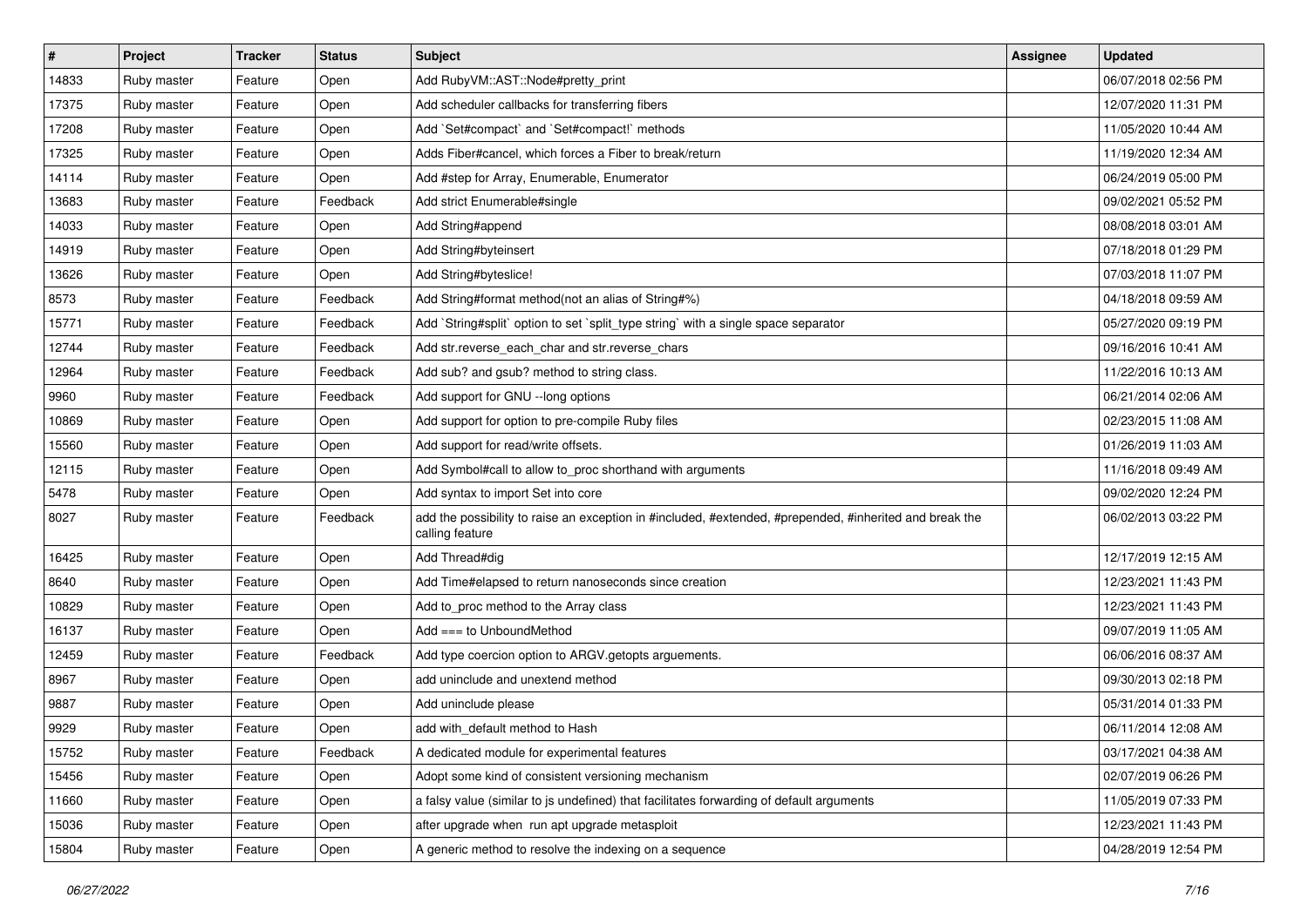| # | Project | Tracker | Status | Subject | Assignee | Updated |
|---|---|---|---|---|---|---|
| 14833 | Ruby master | Feature | Open | Add RubyVM::AST::Node#pretty_print | | 06/07/2018 02:56 PM |
| 17375 | Ruby master | Feature | Open | Add scheduler callbacks for transferring fibers | | 12/07/2020 11:31 PM |
| 17208 | Ruby master | Feature | Open | Add `Set#compact` and `Set#compact!` methods | | 11/05/2020 10:44 AM |
| 17325 | Ruby master | Feature | Open | Adds Fiber#cancel, which forces a Fiber to break/return | | 11/19/2020 12:34 AM |
| 14114 | Ruby master | Feature | Open | Add #step for Array, Enumerable, Enumerator | | 06/24/2019 05:00 PM |
| 13683 | Ruby master | Feature | Feedback | Add strict Enumerable#single | | 09/02/2021 05:52 PM |
| 14033 | Ruby master | Feature | Open | Add String#append | | 08/08/2018 03:01 AM |
| 14919 | Ruby master | Feature | Open | Add String#byteinsert | | 07/18/2018 01:29 PM |
| 13626 | Ruby master | Feature | Open | Add String#byteslice! | | 07/03/2018 11:07 PM |
| 8573 | Ruby master | Feature | Feedback | Add String#format method(not an alias of String#%) | | 04/18/2018 09:59 AM |
| 15771 | Ruby master | Feature | Feedback | Add `String#split` option to set `split_type string` with a single space separator | | 05/27/2020 09:19 PM |
| 12744 | Ruby master | Feature | Feedback | Add str.reverse_each_char and str.reverse_chars | | 09/16/2016 10:41 AM |
| 12964 | Ruby master | Feature | Feedback | Add sub? and gsub? method to string class. | | 11/22/2016 10:13 AM |
| 9960 | Ruby master | Feature | Feedback | Add support for GNU --long options | | 06/21/2014 02:06 AM |
| 10869 | Ruby master | Feature | Open | Add support for option to pre-compile Ruby files | | 02/23/2015 11:08 AM |
| 15560 | Ruby master | Feature | Open | Add support for read/write offsets. | | 01/26/2019 11:03 AM |
| 12115 | Ruby master | Feature | Open | Add Symbol#call to allow to_proc shorthand with arguments | | 11/16/2018 09:49 AM |
| 5478 | Ruby master | Feature | Open | Add syntax to import Set into core | | 09/02/2020 12:24 PM |
| 8027 | Ruby master | Feature | Feedback | add the possibility to raise an exception in #included, #extended, #prepended, #inherited and break the calling feature | | 06/02/2013 03:22 PM |
| 16425 | Ruby master | Feature | Open | Add Thread#dig | | 12/17/2019 12:15 AM |
| 8640 | Ruby master | Feature | Open | Add Time#elapsed to return nanoseconds since creation | | 12/23/2021 11:43 PM |
| 10829 | Ruby master | Feature | Open | Add to_proc method to the Array class | | 12/23/2021 11:43 PM |
| 16137 | Ruby master | Feature | Open | Add === to UnboundMethod | | 09/07/2019 11:05 AM |
| 12459 | Ruby master | Feature | Feedback | Add type coercion option to ARGV.getopts arguements. | | 06/06/2016 08:37 AM |
| 8967 | Ruby master | Feature | Open | add uninclude and unextend method | | 09/30/2013 02:18 PM |
| 9887 | Ruby master | Feature | Open | Add uninclude please | | 05/31/2014 01:33 PM |
| 9929 | Ruby master | Feature | Open | add with_default method to Hash | | 06/11/2014 12:08 AM |
| 15752 | Ruby master | Feature | Feedback | A dedicated module for experimental features | | 03/17/2021 04:38 AM |
| 15456 | Ruby master | Feature | Open | Adopt some kind of consistent versioning mechanism | | 02/07/2019 06:26 PM |
| 11660 | Ruby master | Feature | Open | a falsy value (similar to js undefined) that facilitates forwarding of default arguments | | 11/05/2019 07:33 PM |
| 15036 | Ruby master | Feature | Open | after upgrade when run apt upgrade metasploit | | 12/23/2021 11:43 PM |
| 15804 | Ruby master | Feature | Open | A generic method to resolve the indexing on a sequence | | 04/28/2019 12:54 PM |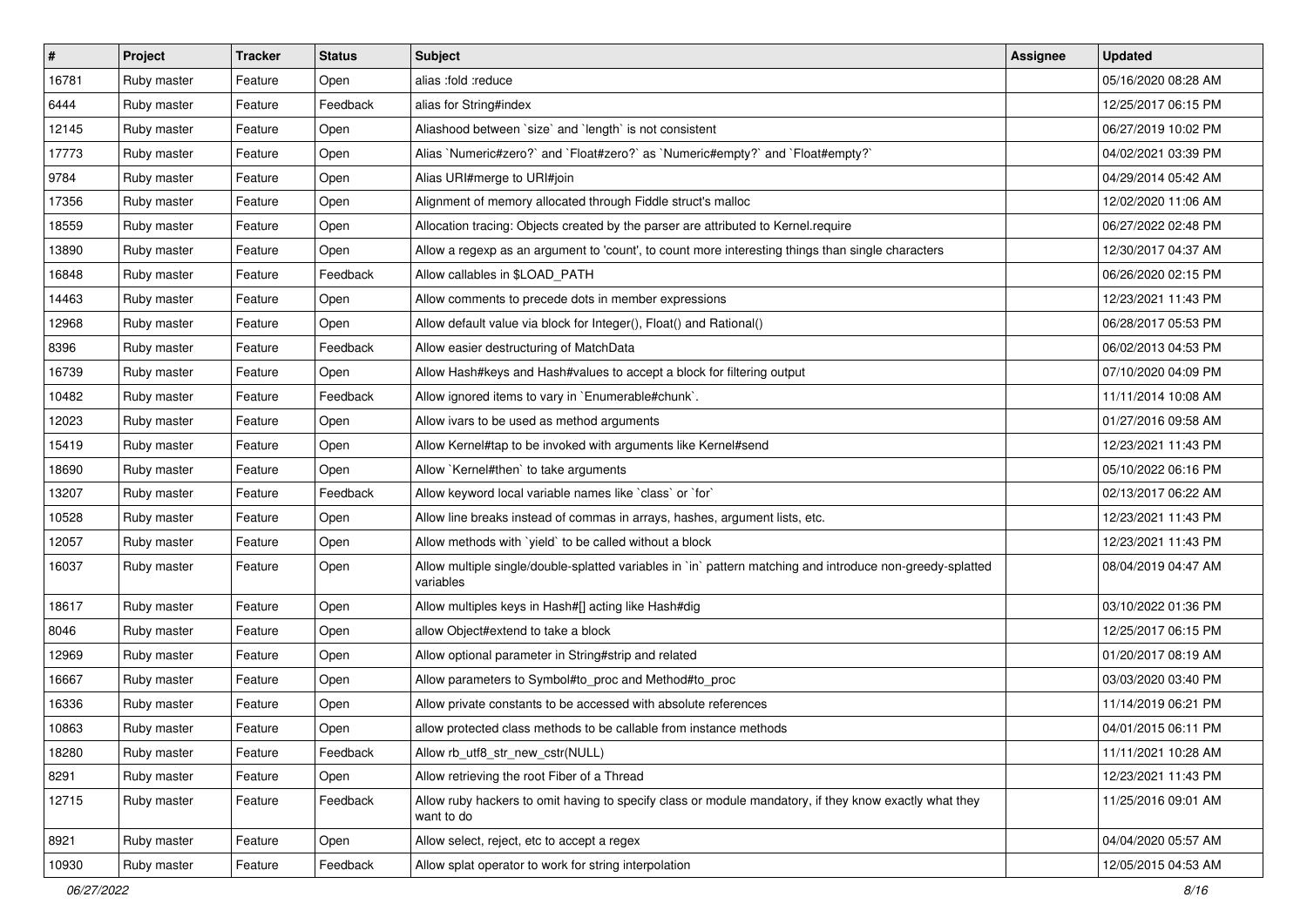| # | Project | Tracker | Status | Subject | Assignee | Updated |
|---|---|---|---|---|---|---|
| 16781 | Ruby master | Feature | Open | alias :fold :reduce | | 05/16/2020 08:28 AM |
| 6444 | Ruby master | Feature | Feedback | alias for String#index | | 12/25/2017 06:15 PM |
| 12145 | Ruby master | Feature | Open | Aliashood between `size` and `length` is not consistent | | 06/27/2019 10:02 PM |
| 17773 | Ruby master | Feature | Open | Alias `Numeric#zero?` and `Float#zero?` as `Numeric#empty?` and `Float#empty?` | | 04/02/2021 03:39 PM |
| 9784 | Ruby master | Feature | Open | Alias URI#merge to URI#join | | 04/29/2014 05:42 AM |
| 17356 | Ruby master | Feature | Open | Alignment of memory allocated through Fiddle struct's malloc | | 12/02/2020 11:06 AM |
| 18559 | Ruby master | Feature | Open | Allocation tracing: Objects created by the parser are attributed to Kernel.require | | 06/27/2022 02:48 PM |
| 13890 | Ruby master | Feature | Open | Allow a regexp as an argument to 'count', to count more interesting things than single characters | | 12/30/2017 04:37 AM |
| 16848 | Ruby master | Feature | Feedback | Allow callables in $LOAD_PATH | | 06/26/2020 02:15 PM |
| 14463 | Ruby master | Feature | Open | Allow comments to precede dots in member expressions | | 12/23/2021 11:43 PM |
| 12968 | Ruby master | Feature | Open | Allow default value via block for Integer(), Float() and Rational() | | 06/28/2017 05:53 PM |
| 8396 | Ruby master | Feature | Feedback | Allow easier destructuring of MatchData | | 06/02/2013 04:53 PM |
| 16739 | Ruby master | Feature | Open | Allow Hash#keys and Hash#values to accept a block for filtering output | | 07/10/2020 04:09 PM |
| 10482 | Ruby master | Feature | Feedback | Allow ignored items to vary in `Enumerable#chunk`. | | 11/11/2014 10:08 AM |
| 12023 | Ruby master | Feature | Open | Allow ivars to be used as method arguments | | 01/27/2016 09:58 AM |
| 15419 | Ruby master | Feature | Open | Allow Kernel#tap to be invoked with arguments like Kernel#send | | 12/23/2021 11:43 PM |
| 18690 | Ruby master | Feature | Open | Allow `Kernel#then` to take arguments | | 05/10/2022 06:16 PM |
| 13207 | Ruby master | Feature | Feedback | Allow keyword local variable names like `class` or `for` | | 02/13/2017 06:22 AM |
| 10528 | Ruby master | Feature | Open | Allow line breaks instead of commas in arrays, hashes, argument lists, etc. | | 12/23/2021 11:43 PM |
| 12057 | Ruby master | Feature | Open | Allow methods with `yield` to be called without a block | | 12/23/2021 11:43 PM |
| 16037 | Ruby master | Feature | Open | Allow multiple single/double-splatted variables in `in` pattern matching and introduce non-greedy-splatted variables | | 08/04/2019 04:47 AM |
| 18617 | Ruby master | Feature | Open | Allow multiples keys in Hash#[] acting like Hash#dig | | 03/10/2022 01:36 PM |
| 8046 | Ruby master | Feature | Open | allow Object#extend to take a block | | 12/25/2017 06:15 PM |
| 12969 | Ruby master | Feature | Open | Allow optional parameter in String#strip and related | | 01/20/2017 08:19 AM |
| 16667 | Ruby master | Feature | Open | Allow parameters to Symbol#to_proc and Method#to_proc | | 03/03/2020 03:40 PM |
| 16336 | Ruby master | Feature | Open | Allow private constants to be accessed with absolute references | | 11/14/2019 06:21 PM |
| 10863 | Ruby master | Feature | Open | allow protected class methods to be callable from instance methods | | 04/01/2015 06:11 PM |
| 18280 | Ruby master | Feature | Feedback | Allow rb_utf8_str_new_cstr(NULL) | | 11/11/2021 10:28 AM |
| 8291 | Ruby master | Feature | Open | Allow retrieving the root Fiber of a Thread | | 12/23/2021 11:43 PM |
| 12715 | Ruby master | Feature | Feedback | Allow ruby hackers to omit having to specify class or module mandatory, if they know exactly what they want to do | | 11/25/2016 09:01 AM |
| 8921 | Ruby master | Feature | Open | Allow select, reject, etc to accept a regex | | 04/04/2020 05:57 AM |
| 10930 | Ruby master | Feature | Feedback | Allow splat operator to work for string interpolation | | 12/05/2015 04:53 AM |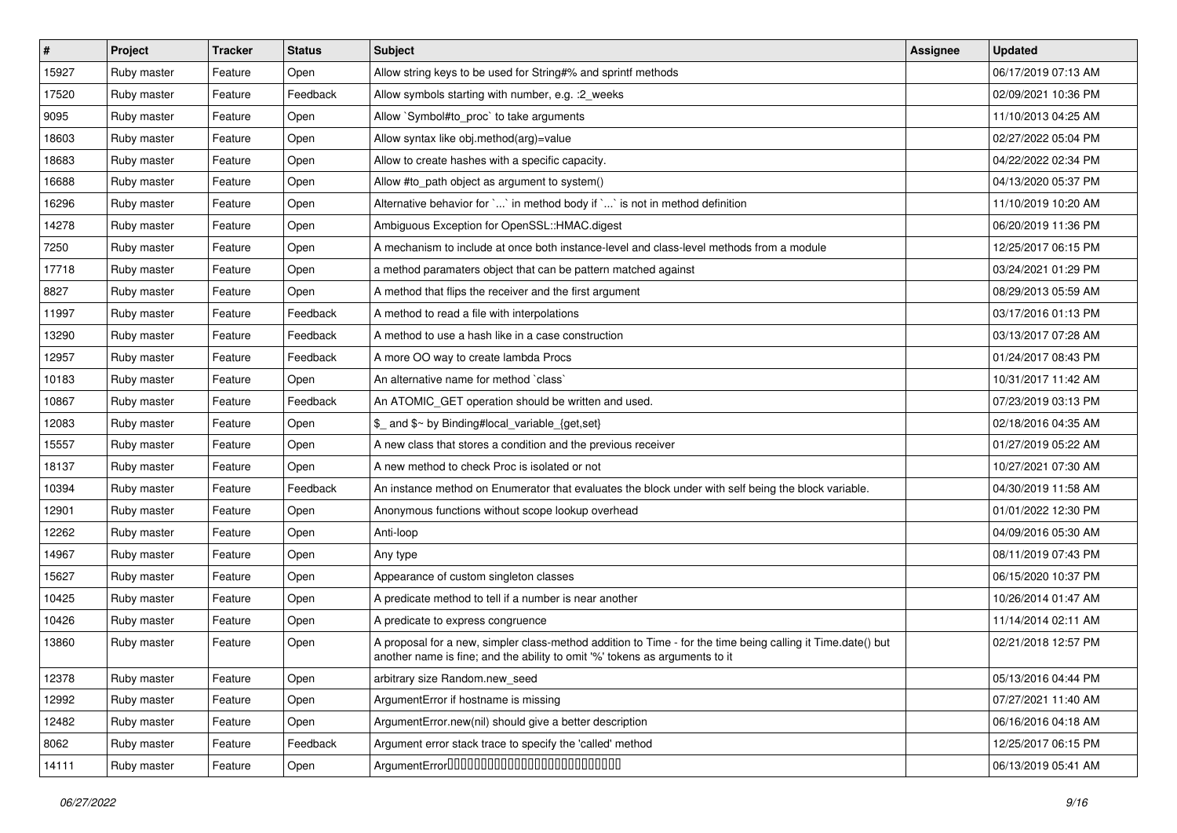| # | Project | Tracker | Status | Subject | Assignee | Updated |
|---|---|---|---|---|---|---|
| 15927 | Ruby master | Feature | Open | Allow string keys to be used for String#% and sprintf methods | | 06/17/2019 07:13 AM |
| 17520 | Ruby master | Feature | Feedback | Allow symbols starting with number, e.g. :2_weeks | | 02/09/2021 10:36 PM |
| 9095 | Ruby master | Feature | Open | Allow `Symbol#to_proc` to take arguments | | 11/10/2013 04:25 AM |
| 18603 | Ruby master | Feature | Open | Allow syntax like obj.method(arg)=value | | 02/27/2022 05:04 PM |
| 18683 | Ruby master | Feature | Open | Allow to create hashes with a specific capacity. | | 04/22/2022 02:34 PM |
| 16688 | Ruby master | Feature | Open | Allow #to_path object as argument to system() | | 04/13/2020 05:37 PM |
| 16296 | Ruby master | Feature | Open | Alternative behavior for `...` in method body if `...` is not in method definition | | 11/10/2019 10:20 AM |
| 14278 | Ruby master | Feature | Open | Ambiguous Exception for OpenSSL::HMAC.digest | | 06/20/2019 11:36 PM |
| 7250 | Ruby master | Feature | Open | A mechanism to include at once both instance-level and class-level methods from a module | | 12/25/2017 06:15 PM |
| 17718 | Ruby master | Feature | Open | a method paramaters object that can be pattern matched against | | 03/24/2021 01:29 PM |
| 8827 | Ruby master | Feature | Open | A method that flips the receiver and the first argument | | 08/29/2013 05:59 AM |
| 11997 | Ruby master | Feature | Feedback | A method to read a file with interpolations | | 03/17/2016 01:13 PM |
| 13290 | Ruby master | Feature | Feedback | A method to use a hash like in a case construction | | 03/13/2017 07:28 AM |
| 12957 | Ruby master | Feature | Feedback | A more OO way to create lambda Procs | | 01/24/2017 08:43 PM |
| 10183 | Ruby master | Feature | Open | An alternative name for method `class` | | 10/31/2017 11:42 AM |
| 10867 | Ruby master | Feature | Feedback | An ATOMIC_GET operation should be written and used. | | 07/23/2019 03:13 PM |
| 12083 | Ruby master | Feature | Open | $_ and $~ by Binding#local_variable_{get,set} | | 02/18/2016 04:35 AM |
| 15557 | Ruby master | Feature | Open | A new class that stores a condition and the previous receiver | | 01/27/2019 05:22 AM |
| 18137 | Ruby master | Feature | Open | A new method to check Proc is isolated or not | | 10/27/2021 07:30 AM |
| 10394 | Ruby master | Feature | Feedback | An instance method on Enumerator that evaluates the block under with self being the block variable. | | 04/30/2019 11:58 AM |
| 12901 | Ruby master | Feature | Open | Anonymous functions without scope lookup overhead | | 01/01/2022 12:30 PM |
| 12262 | Ruby master | Feature | Open | Anti-loop | | 04/09/2016 05:30 AM |
| 14967 | Ruby master | Feature | Open | Any type | | 08/11/2019 07:43 PM |
| 15627 | Ruby master | Feature | Open | Appearance of custom singleton classes | | 06/15/2020 10:37 PM |
| 10425 | Ruby master | Feature | Open | A predicate method to tell if a number is near another | | 10/26/2014 01:47 AM |
| 10426 | Ruby master | Feature | Open | A predicate to express congruence | | 11/14/2014 02:11 AM |
| 13860 | Ruby master | Feature | Open | A proposal for a new, simpler class-method addition to Time - for the time being calling it Time.date() but another name is fine; and the ability to omit '%' tokens as arguments to it | | 02/21/2018 12:57 PM |
| 12378 | Ruby master | Feature | Open | arbitrary size Random.new_seed | | 05/13/2016 04:44 PM |
| 12992 | Ruby master | Feature | Open | ArgumentError if hostname is missing | | 07/27/2021 11:40 AM |
| 12482 | Ruby master | Feature | Open | ArgumentError.new(nil) should give a better description | | 06/16/2016 04:18 AM |
| 8062 | Ruby master | Feature | Feedback | Argument error stack trace to specify the 'called' method | | 12/25/2017 06:15 PM |
| 14111 | Ruby master | Feature | Open | ArgumentError□□□□□□□□□□□□□□□□□□□□□□□□□□□□ | | 06/13/2019 05:41 AM |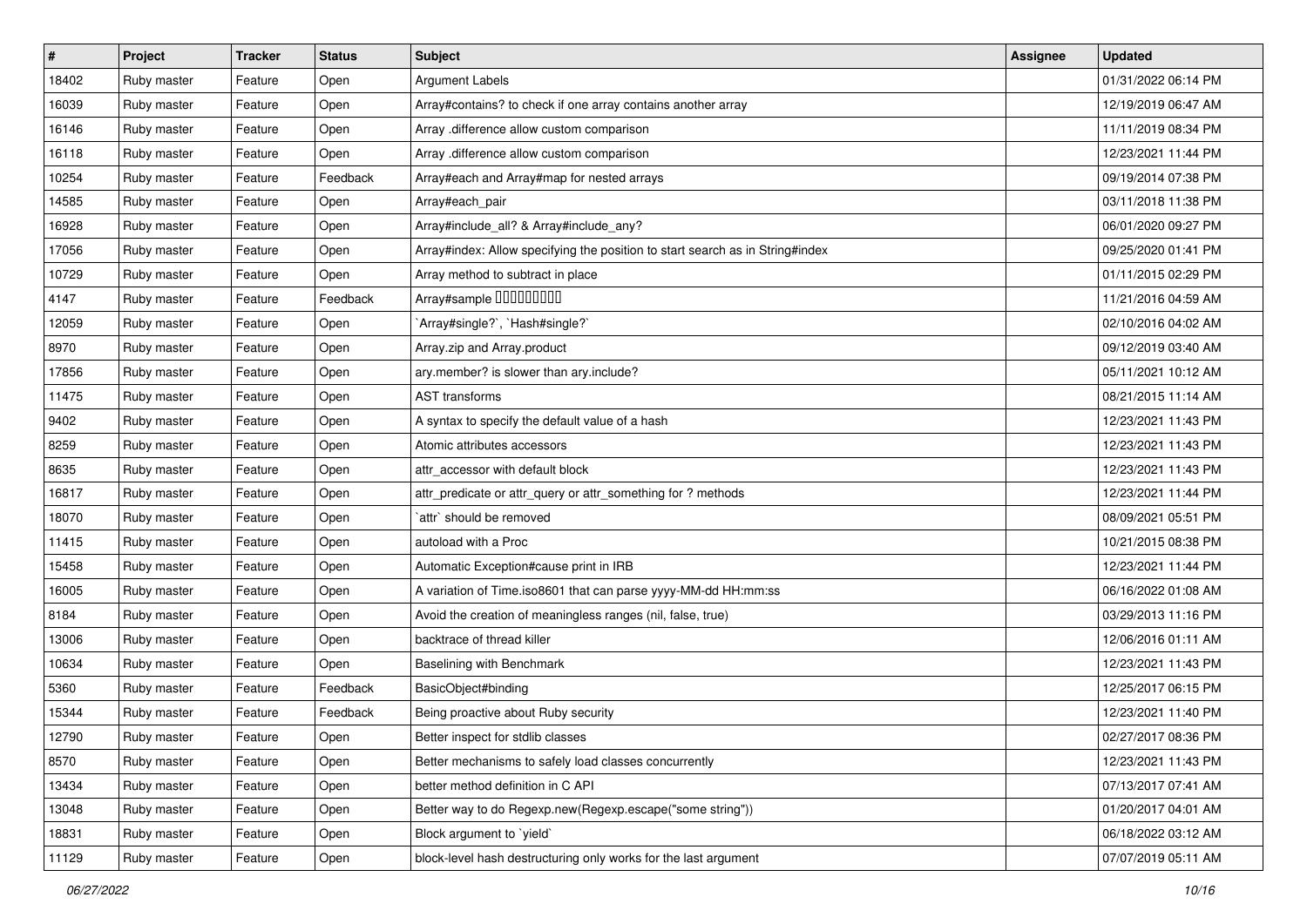| # | Project | Tracker | Status | Subject | Assignee | Updated |
|---|---|---|---|---|---|---|
| 18402 | Ruby master | Feature | Open | Argument Labels | | 01/31/2022 06:14 PM |
| 16039 | Ruby master | Feature | Open | Array#contains? to check if one array contains another array | | 12/19/2019 06:47 AM |
| 16146 | Ruby master | Feature | Open | Array .difference allow custom comparison | | 11/11/2019 08:34 PM |
| 16118 | Ruby master | Feature | Open | Array .difference allow custom comparison | | 12/23/2021 11:44 PM |
| 10254 | Ruby master | Feature | Feedback | Array#each and Array#map for nested arrays | | 09/19/2014 07:38 PM |
| 14585 | Ruby master | Feature | Open | Array#each_pair | | 03/11/2018 11:38 PM |
| 16928 | Ruby master | Feature | Open | Array#include_all? & Array#include_any? | | 06/01/2020 09:27 PM |
| 17056 | Ruby master | Feature | Open | Array#index: Allow specifying the position to start search as in String#index | | 09/25/2020 01:41 PM |
| 10729 | Ruby master | Feature | Open | Array method to subtract in place | | 01/11/2015 02:29 PM |
| 4147 | Ruby master | Feature | Feedback | Array#sample □□□□□□□□□ | | 11/21/2016 04:59 AM |
| 12059 | Ruby master | Feature | Open | `Array#single?`, `Hash#single?` | | 02/10/2016 04:02 AM |
| 8970 | Ruby master | Feature | Open | Array.zip and Array.product | | 09/12/2019 03:40 AM |
| 17856 | Ruby master | Feature | Open | ary.member? is slower than ary.include? | | 05/11/2021 10:12 AM |
| 11475 | Ruby master | Feature | Open | AST transforms | | 08/21/2015 11:14 AM |
| 9402 | Ruby master | Feature | Open | A syntax to specify the default value of a hash | | 12/23/2021 11:43 PM |
| 8259 | Ruby master | Feature | Open | Atomic attributes accessors | | 12/23/2021 11:43 PM |
| 8635 | Ruby master | Feature | Open | attr_accessor with default block | | 12/23/2021 11:43 PM |
| 16817 | Ruby master | Feature | Open | attr_predicate or attr_query or attr_something for ? methods | | 12/23/2021 11:44 PM |
| 18070 | Ruby master | Feature | Open | `attr` should be removed | | 08/09/2021 05:51 PM |
| 11415 | Ruby master | Feature | Open | autoload with a Proc | | 10/21/2015 08:38 PM |
| 15458 | Ruby master | Feature | Open | Automatic Exception#cause print in IRB | | 12/23/2021 11:44 PM |
| 16005 | Ruby master | Feature | Open | A variation of Time.iso8601 that can parse yyyy-MM-dd HH:mm:ss | | 06/16/2022 01:08 AM |
| 8184 | Ruby master | Feature | Open | Avoid the creation of meaningless ranges (nil, false, true) | | 03/29/2013 11:16 PM |
| 13006 | Ruby master | Feature | Open | backtrace of thread killer | | 12/06/2016 01:11 AM |
| 10634 | Ruby master | Feature | Open | Baselining with Benchmark | | 12/23/2021 11:43 PM |
| 5360 | Ruby master | Feature | Feedback | BasicObject#binding | | 12/25/2017 06:15 PM |
| 15344 | Ruby master | Feature | Feedback | Being proactive about Ruby security | | 12/23/2021 11:40 PM |
| 12790 | Ruby master | Feature | Open | Better inspect for stdlib classes | | 02/27/2017 08:36 PM |
| 8570 | Ruby master | Feature | Open | Better mechanisms to safely load classes concurrently | | 12/23/2021 11:43 PM |
| 13434 | Ruby master | Feature | Open | better method definition in C API | | 07/13/2017 07:41 AM |
| 13048 | Ruby master | Feature | Open | Better way to do Regexp.new(Regexp.escape("some string")) | | 01/20/2017 04:01 AM |
| 18831 | Ruby master | Feature | Open | Block argument to `yield` | | 06/18/2022 03:12 AM |
| 11129 | Ruby master | Feature | Open | block-level hash destructuring only works for the last argument | | 07/07/2019 05:11 AM |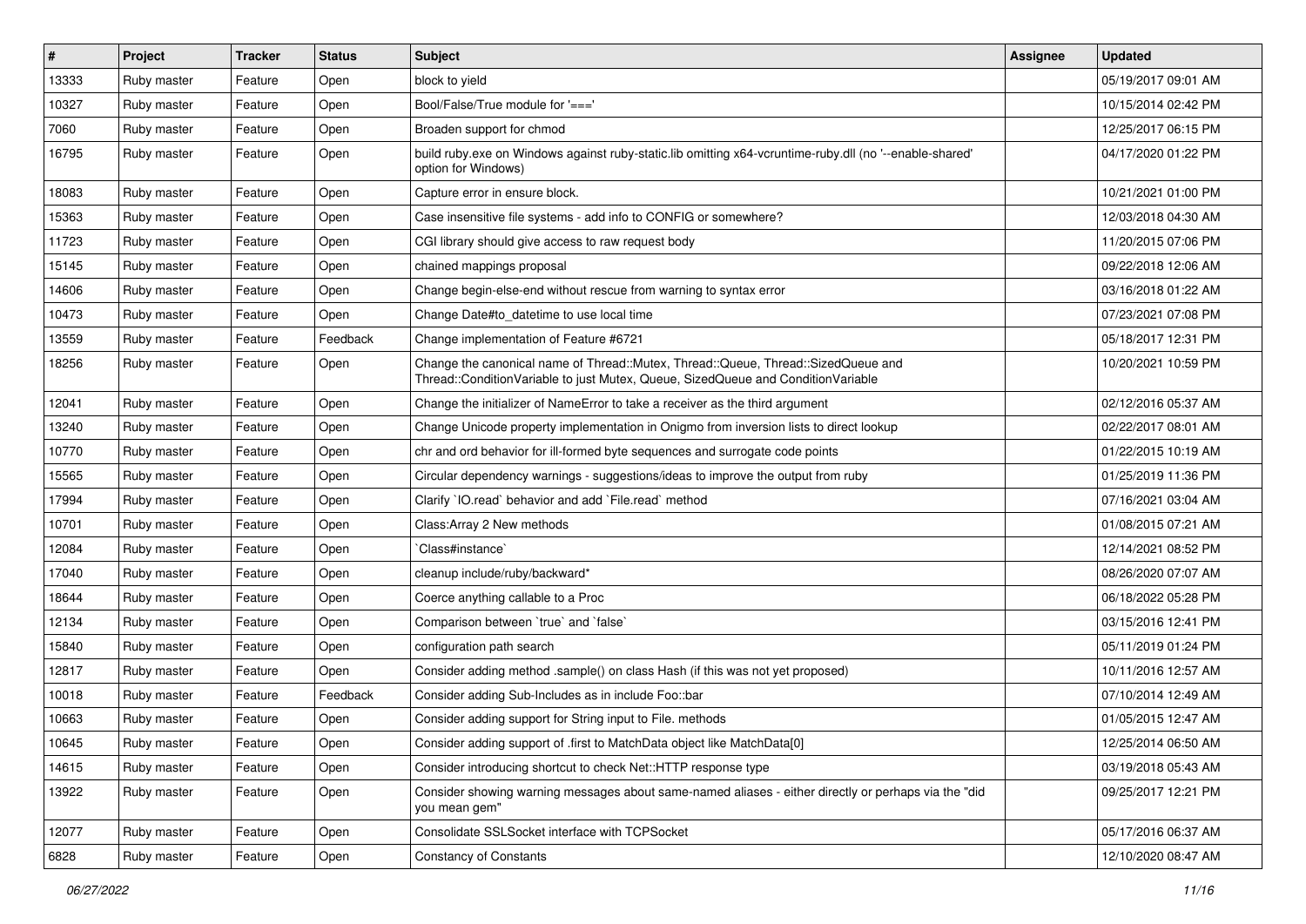| # | Project | Tracker | Status | Subject | Assignee | Updated |
|---|---|---|---|---|---|---|
| 13333 | Ruby master | Feature | Open | block to yield | | 05/19/2017 09:01 AM |
| 10327 | Ruby master | Feature | Open | Bool/False/True module for '===' | | 10/15/2014 02:42 PM |
| 7060 | Ruby master | Feature | Open | Broaden support for chmod | | 12/25/2017 06:15 PM |
| 16795 | Ruby master | Feature | Open | build ruby.exe on Windows against ruby-static.lib omitting x64-vcruntime-ruby.dll (no '--enable-shared' option for Windows) | | 04/17/2020 01:22 PM |
| 18083 | Ruby master | Feature | Open | Capture error in ensure block. | | 10/21/2021 01:00 PM |
| 15363 | Ruby master | Feature | Open | Case insensitive file systems - add info to CONFIG or somewhere? | | 12/03/2018 04:30 AM |
| 11723 | Ruby master | Feature | Open | CGI library should give access to raw request body | | 11/20/2015 07:06 PM |
| 15145 | Ruby master | Feature | Open | chained mappings proposal | | 09/22/2018 12:06 AM |
| 14606 | Ruby master | Feature | Open | Change begin-else-end without rescue from warning to syntax error | | 03/16/2018 01:22 AM |
| 10473 | Ruby master | Feature | Open | Change Date#to_datetime to use local time | | 07/23/2021 07:08 PM |
| 13559 | Ruby master | Feature | Feedback | Change implementation of Feature #6721 | | 05/18/2017 12:31 PM |
| 18256 | Ruby master | Feature | Open | Change the canonical name of Thread::Mutex, Thread::Queue, Thread::SizedQueue and Thread::ConditionVariable to just Mutex, Queue, SizedQueue and ConditionVariable | | 10/20/2021 10:59 PM |
| 12041 | Ruby master | Feature | Open | Change the initializer of NameError to take a receiver as the third argument | | 02/12/2016 05:37 AM |
| 13240 | Ruby master | Feature | Open | Change Unicode property implementation in Onigmo from inversion lists to direct lookup | | 02/22/2017 08:01 AM |
| 10770 | Ruby master | Feature | Open | chr and ord behavior for ill-formed byte sequences and surrogate code points | | 01/22/2015 10:19 AM |
| 15565 | Ruby master | Feature | Open | Circular dependency warnings - suggestions/ideas to improve the output from ruby | | 01/25/2019 11:36 PM |
| 17994 | Ruby master | Feature | Open | Clarify `IO.read` behavior and add `File.read` method | | 07/16/2021 03:04 AM |
| 10701 | Ruby master | Feature | Open | Class:Array 2 New methods | | 01/08/2015 07:21 AM |
| 12084 | Ruby master | Feature | Open | `Class#instance` | | 12/14/2021 08:52 PM |
| 17040 | Ruby master | Feature | Open | cleanup include/ruby/backward* | | 08/26/2020 07:07 AM |
| 18644 | Ruby master | Feature | Open | Coerce anything callable to a Proc | | 06/18/2022 05:28 PM |
| 12134 | Ruby master | Feature | Open | Comparison between `true` and `false` | | 03/15/2016 12:41 PM |
| 15840 | Ruby master | Feature | Open | configuration path search | | 05/11/2019 01:24 PM |
| 12817 | Ruby master | Feature | Open | Consider adding method .sample() on class Hash (if this was not yet proposed) | | 10/11/2016 12:57 AM |
| 10018 | Ruby master | Feature | Feedback | Consider adding Sub-Includes as in include Foo::bar | | 07/10/2014 12:49 AM |
| 10663 | Ruby master | Feature | Open | Consider adding support for String input to File. methods | | 01/05/2015 12:47 AM |
| 10645 | Ruby master | Feature | Open | Consider adding support of .first to MatchData object like MatchData[0] | | 12/25/2014 06:50 AM |
| 14615 | Ruby master | Feature | Open | Consider introducing shortcut to check Net::HTTP response type | | 03/19/2018 05:43 AM |
| 13922 | Ruby master | Feature | Open | Consider showing warning messages about same-named aliases - either directly or perhaps via the "did you mean gem" | | 09/25/2017 12:21 PM |
| 12077 | Ruby master | Feature | Open | Consolidate SSLSocket interface with TCPSocket | | 05/17/2016 06:37 AM |
| 6828 | Ruby master | Feature | Open | Constancy of Constants | | 12/10/2020 08:47 AM |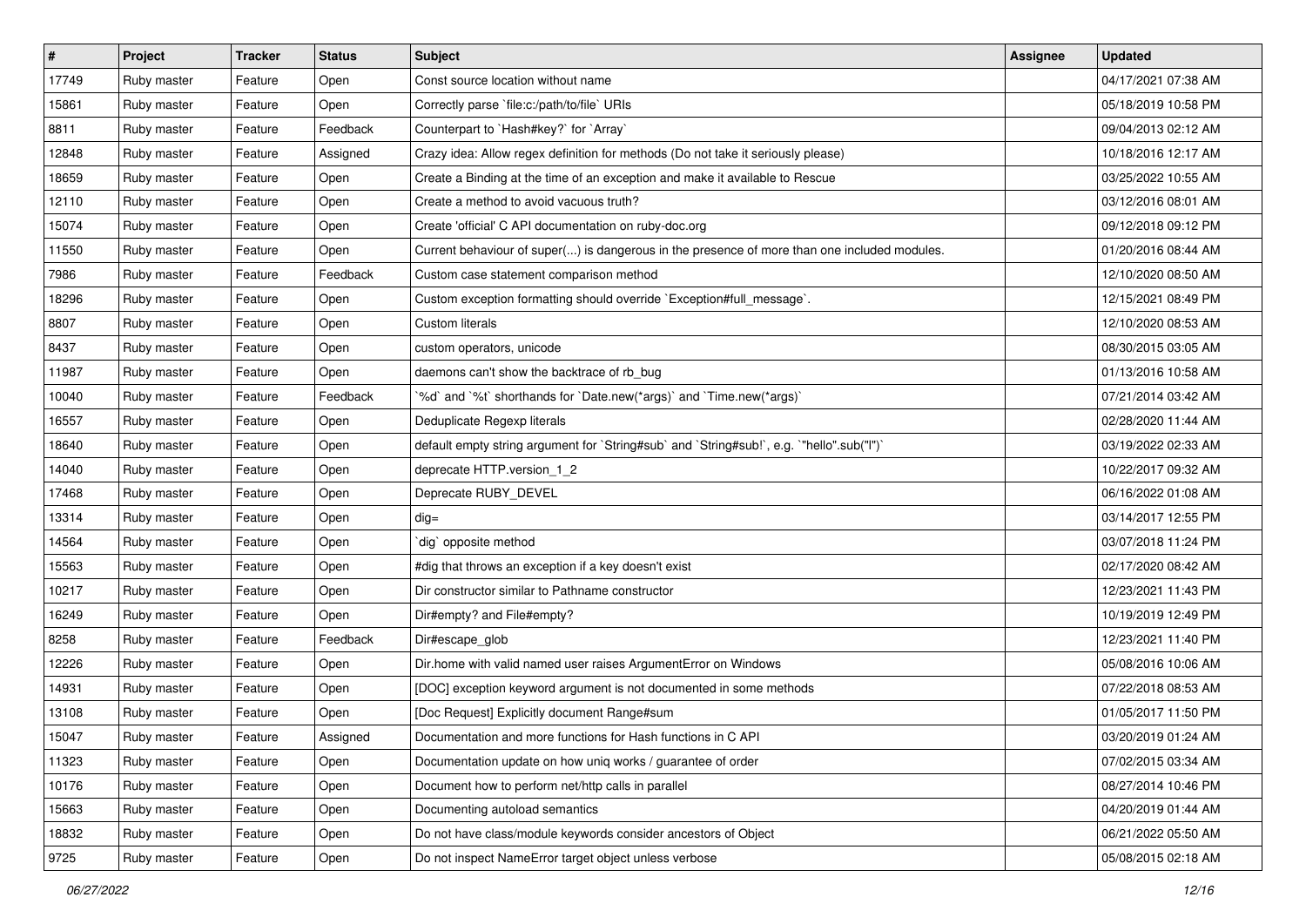| # | Project | Tracker | Status | Subject | Assignee | Updated |
|---|---|---|---|---|---|---|
| 17749 | Ruby master | Feature | Open | Const source location without name | | 04/17/2021 07:38 AM |
| 15861 | Ruby master | Feature | Open | Correctly parse `file:c:/path/to/file` URIs | | 05/18/2019 10:58 PM |
| 8811 | Ruby master | Feature | Feedback | Counterpart to `Hash#key?` for `Array` | | 09/04/2013 02:12 AM |
| 12848 | Ruby master | Feature | Assigned | Crazy idea: Allow regex definition for methods (Do not take it seriously please) | | 10/18/2016 12:17 AM |
| 18659 | Ruby master | Feature | Open | Create a Binding at the time of an exception and make it available to Rescue | | 03/25/2022 10:55 AM |
| 12110 | Ruby master | Feature | Open | Create a method to avoid vacuous truth? | | 03/12/2016 08:01 AM |
| 15074 | Ruby master | Feature | Open | Create 'official' C API documentation on ruby-doc.org | | 09/12/2018 09:12 PM |
| 11550 | Ruby master | Feature | Open | Current behaviour of super(...) is dangerous in the presence of more than one included modules. | | 01/20/2016 08:44 AM |
| 7986 | Ruby master | Feature | Feedback | Custom case statement comparison method | | 12/10/2020 08:50 AM |
| 18296 | Ruby master | Feature | Open | Custom exception formatting should override `Exception#full_message`. | | 12/15/2021 08:49 PM |
| 8807 | Ruby master | Feature | Open | Custom literals | | 12/10/2020 08:53 AM |
| 8437 | Ruby master | Feature | Open | custom operators, unicode | | 08/30/2015 03:05 AM |
| 11987 | Ruby master | Feature | Open | daemons can't show the backtrace of rb_bug | | 01/13/2016 10:58 AM |
| 10040 | Ruby master | Feature | Feedback | `%d` and `%t` shorthands for `Date.new(*args)` and `Time.new(*args)` | | 07/21/2014 03:42 AM |
| 16557 | Ruby master | Feature | Open | Deduplicate Regexp literals | | 02/28/2020 11:44 AM |
| 18640 | Ruby master | Feature | Open | default empty string argument for `String#sub` and `String#sub!`, e.g. `"hello".sub("l")` | | 03/19/2022 02:33 AM |
| 14040 | Ruby master | Feature | Open | deprecate HTTP.version_1_2 | | 10/22/2017 09:32 AM |
| 17468 | Ruby master | Feature | Open | Deprecate RUBY_DEVEL | | 06/16/2022 01:08 AM |
| 13314 | Ruby master | Feature | Open | dig= | | 03/14/2017 12:55 PM |
| 14564 | Ruby master | Feature | Open | `dig` opposite method | | 03/07/2018 11:24 PM |
| 15563 | Ruby master | Feature | Open | #dig that throws an exception if a key doesn't exist | | 02/17/2020 08:42 AM |
| 10217 | Ruby master | Feature | Open | Dir constructor similar to Pathname constructor | | 12/23/2021 11:43 PM |
| 16249 | Ruby master | Feature | Open | Dir#empty? and File#empty? | | 10/19/2019 12:49 PM |
| 8258 | Ruby master | Feature | Feedback | Dir#escape_glob | | 12/23/2021 11:40 PM |
| 12226 | Ruby master | Feature | Open | Dir.home with valid named user raises ArgumentError on Windows | | 05/08/2016 10:06 AM |
| 14931 | Ruby master | Feature | Open | [DOC] exception keyword argument is not documented in some methods | | 07/22/2018 08:53 AM |
| 13108 | Ruby master | Feature | Open | [Doc Request] Explicitly document Range#sum | | 01/05/2017 11:50 PM |
| 15047 | Ruby master | Feature | Assigned | Documentation and more functions for Hash functions in C API | | 03/20/2019 01:24 AM |
| 11323 | Ruby master | Feature | Open | Documentation update on how uniq works / guarantee of order | | 07/02/2015 03:34 AM |
| 10176 | Ruby master | Feature | Open | Document how to perform net/http calls in parallel | | 08/27/2014 10:46 PM |
| 15663 | Ruby master | Feature | Open | Documenting autoload semantics | | 04/20/2019 01:44 AM |
| 18832 | Ruby master | Feature | Open | Do not have class/module keywords consider ancestors of Object | | 06/21/2022 05:50 AM |
| 9725 | Ruby master | Feature | Open | Do not inspect NameError target object unless verbose | | 05/08/2015 02:18 AM |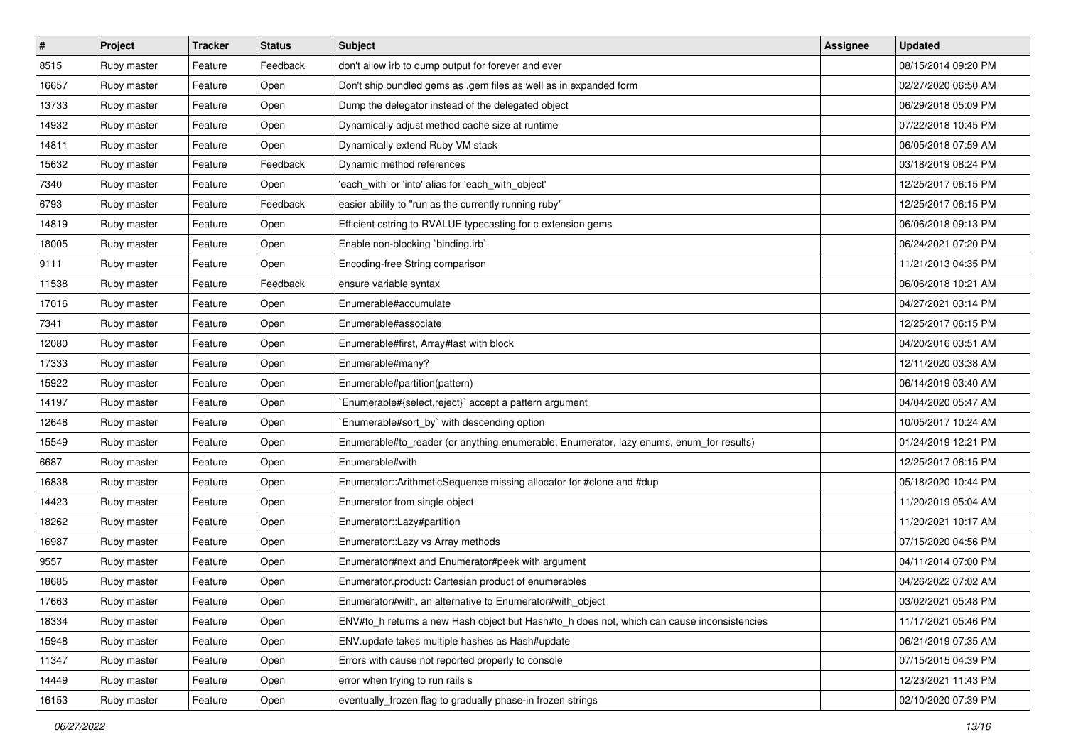| # | Project | Tracker | Status | Subject | Assignee | Updated |
| --- | --- | --- | --- | --- | --- | --- |
| 8515 | Ruby master | Feature | Feedback | don't allow irb to dump output for forever and ever | | 08/15/2014 09:20 PM |
| 16657 | Ruby master | Feature | Open | Don't ship bundled gems as .gem files as well as in expanded form | | 02/27/2020 06:50 AM |
| 13733 | Ruby master | Feature | Open | Dump the delegator instead of the delegated object | | 06/29/2018 05:09 PM |
| 14932 | Ruby master | Feature | Open | Dynamically adjust method cache size at runtime | | 07/22/2018 10:45 PM |
| 14811 | Ruby master | Feature | Open | Dynamically extend Ruby VM stack | | 06/05/2018 07:59 AM |
| 15632 | Ruby master | Feature | Feedback | Dynamic method references | | 03/18/2019 08:24 PM |
| 7340 | Ruby master | Feature | Open | 'each_with' or 'into' alias for 'each_with_object' | | 12/25/2017 06:15 PM |
| 6793 | Ruby master | Feature | Feedback | easier ability to "run as the currently running ruby" | | 12/25/2017 06:15 PM |
| 14819 | Ruby master | Feature | Open | Efficient cstring to RVALUE typecasting for c extension gems | | 06/06/2018 09:13 PM |
| 18005 | Ruby master | Feature | Open | Enable non-blocking `binding.irb`. | | 06/24/2021 07:20 PM |
| 9111 | Ruby master | Feature | Open | Encoding-free String comparison | | 11/21/2013 04:35 PM |
| 11538 | Ruby master | Feature | Feedback | ensure variable syntax | | 06/06/2018 10:21 AM |
| 17016 | Ruby master | Feature | Open | Enumerable#accumulate | | 04/27/2021 03:14 PM |
| 7341 | Ruby master | Feature | Open | Enumerable#associate | | 12/25/2017 06:15 PM |
| 12080 | Ruby master | Feature | Open | Enumerable#first, Array#last with block | | 04/20/2016 03:51 AM |
| 17333 | Ruby master | Feature | Open | Enumerable#many? | | 12/11/2020 03:38 AM |
| 15922 | Ruby master | Feature | Open | Enumerable#partition(pattern) | | 06/14/2019 03:40 AM |
| 14197 | Ruby master | Feature | Open | `Enumerable#{select,reject}` accept a pattern argument | | 04/04/2020 05:47 AM |
| 12648 | Ruby master | Feature | Open | `Enumerable#sort_by` with descending option | | 10/05/2017 10:24 AM |
| 15549 | Ruby master | Feature | Open | Enumerable#to_reader (or anything enumerable, Enumerator, lazy enums, enum_for results) | | 01/24/2019 12:21 PM |
| 6687 | Ruby master | Feature | Open | Enumerable#with | | 12/25/2017 06:15 PM |
| 16838 | Ruby master | Feature | Open | Enumerator::ArithmeticSequence missing allocator for #clone and #dup | | 05/18/2020 10:44 PM |
| 14423 | Ruby master | Feature | Open | Enumerator from single object | | 11/20/2019 05:04 AM |
| 18262 | Ruby master | Feature | Open | Enumerator::Lazy#partition | | 11/20/2021 10:17 AM |
| 16987 | Ruby master | Feature | Open | Enumerator::Lazy vs Array methods | | 07/15/2020 04:56 PM |
| 9557 | Ruby master | Feature | Open | Enumerator#next and Enumerator#peek with argument | | 04/11/2014 07:00 PM |
| 18685 | Ruby master | Feature | Open | Enumerator.product: Cartesian product of enumerables | | 04/26/2022 07:02 AM |
| 17663 | Ruby master | Feature | Open | Enumerator#with, an alternative to Enumerator#with_object | | 03/02/2021 05:48 PM |
| 18334 | Ruby master | Feature | Open | ENV#to_h returns a new Hash object but Hash#to_h does not, which can cause inconsistencies | | 11/17/2021 05:46 PM |
| 15948 | Ruby master | Feature | Open | ENV.update takes multiple hashes as Hash#update | | 06/21/2019 07:35 AM |
| 11347 | Ruby master | Feature | Open | Errors with cause not reported properly to console | | 07/15/2015 04:39 PM |
| 14449 | Ruby master | Feature | Open | error when trying to run rails s | | 12/23/2021 11:43 PM |
| 16153 | Ruby master | Feature | Open | eventually_frozen flag to gradually phase-in frozen strings | | 02/10/2020 07:39 PM |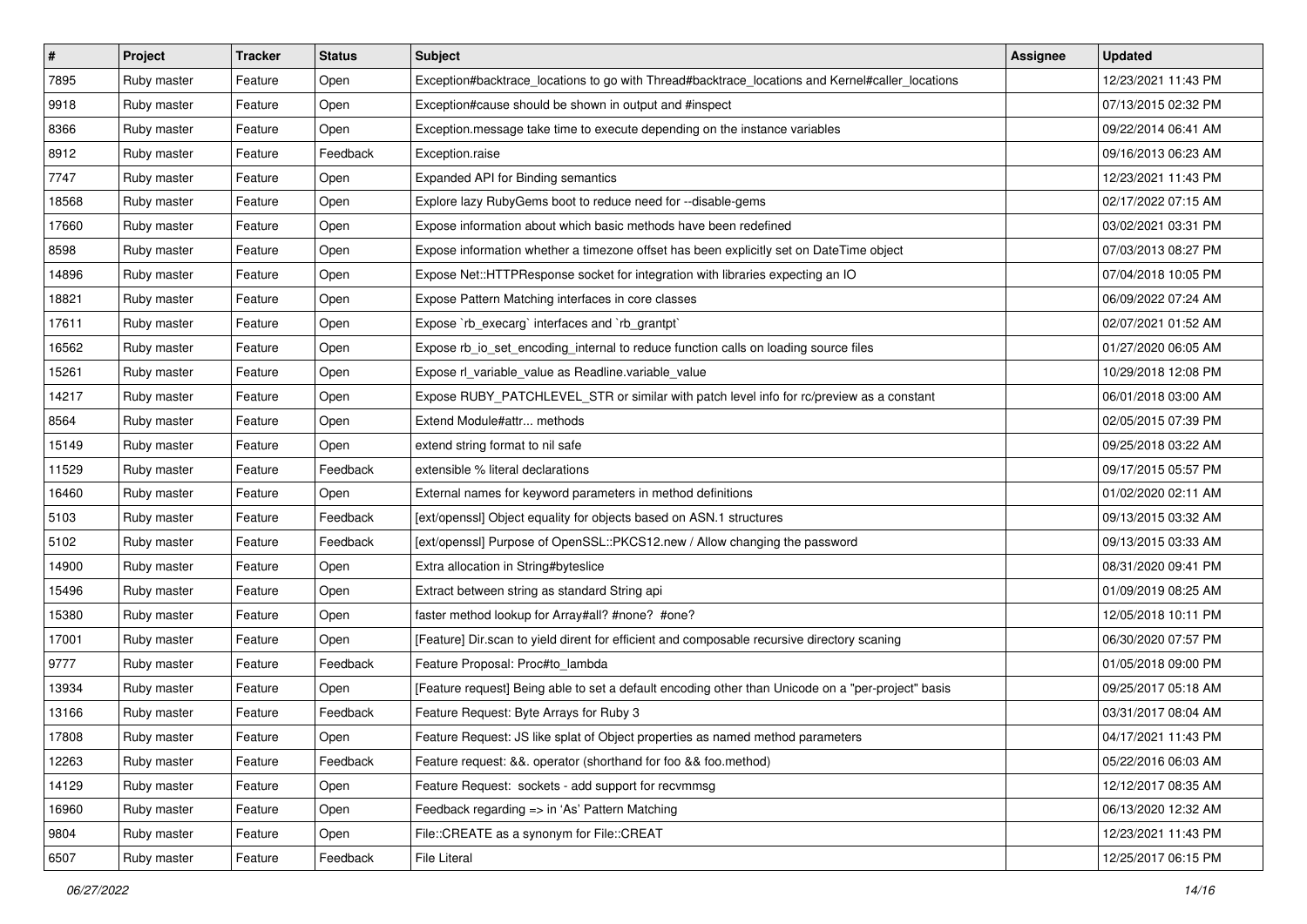| # | Project | Tracker | Status | Subject | Assignee | Updated |
|---|---|---|---|---|---|---|
| 7895 | Ruby master | Feature | Open | Exception#backtrace_locations to go with Thread#backtrace_locations and Kernel#caller_locations | | 12/23/2021 11:43 PM |
| 9918 | Ruby master | Feature | Open | Exception#cause should be shown in output and #inspect | | 07/13/2015 02:32 PM |
| 8366 | Ruby master | Feature | Open | Exception.message take time to execute depending on the instance variables | | 09/22/2014 06:41 AM |
| 8912 | Ruby master | Feature | Feedback | Exception.raise | | 09/16/2013 06:23 AM |
| 7747 | Ruby master | Feature | Open | Expanded API for Binding semantics | | 12/23/2021 11:43 PM |
| 18568 | Ruby master | Feature | Open | Explore lazy RubyGems boot to reduce need for --disable-gems | | 02/17/2022 07:15 AM |
| 17660 | Ruby master | Feature | Open | Expose information about which basic methods have been redefined | | 03/02/2021 03:31 PM |
| 8598 | Ruby master | Feature | Open | Expose information whether a timezone offset has been explicitly set on DateTime object | | 07/03/2013 08:27 PM |
| 14896 | Ruby master | Feature | Open | Expose Net::HTTPResponse socket for integration with libraries expecting an IO | | 07/04/2018 10:05 PM |
| 18821 | Ruby master | Feature | Open | Expose Pattern Matching interfaces in core classes | | 06/09/2022 07:24 AM |
| 17611 | Ruby master | Feature | Open | Expose `rb_execarg` interfaces and `rb_grantpt` | | 02/07/2021 01:52 AM |
| 16562 | Ruby master | Feature | Open | Expose rb_io_set_encoding_internal to reduce function calls on loading source files | | 01/27/2020 06:05 AM |
| 15261 | Ruby master | Feature | Open | Expose rl_variable_value as Readline.variable_value | | 10/29/2018 12:08 PM |
| 14217 | Ruby master | Feature | Open | Expose RUBY_PATCHLEVEL_STR or similar with patch level info for rc/preview as a constant | | 06/01/2018 03:00 AM |
| 8564 | Ruby master | Feature | Open | Extend Module#attr... methods | | 02/05/2015 07:39 PM |
| 15149 | Ruby master | Feature | Open | extend string format to nil safe | | 09/25/2018 03:22 AM |
| 11529 | Ruby master | Feature | Feedback | extensible % literal declarations | | 09/17/2015 05:57 PM |
| 16460 | Ruby master | Feature | Open | External names for keyword parameters in method definitions | | 01/02/2020 02:11 AM |
| 5103 | Ruby master | Feature | Feedback | [ext/openssl] Object equality for objects based on ASN.1 structures | | 09/13/2015 03:32 AM |
| 5102 | Ruby master | Feature | Feedback | [ext/openssl] Purpose of OpenSSL::PKCS12.new / Allow changing the password | | 09/13/2015 03:33 AM |
| 14900 | Ruby master | Feature | Open | Extra allocation in String#byteslice | | 08/31/2020 09:41 PM |
| 15496 | Ruby master | Feature | Open | Extract between string as standard String api | | 01/09/2019 08:25 AM |
| 15380 | Ruby master | Feature | Open | faster method lookup for Array#all? #none? #one? | | 12/05/2018 10:11 PM |
| 17001 | Ruby master | Feature | Open | [Feature] Dir.scan to yield dirent for efficient and composable recursive directory scaning | | 06/30/2020 07:57 PM |
| 9777 | Ruby master | Feature | Feedback | Feature Proposal: Proc#to_lambda | | 01/05/2018 09:00 PM |
| 13934 | Ruby master | Feature | Open | [Feature request] Being able to set a default encoding other than Unicode on a "per-project" basis | | 09/25/2017 05:18 AM |
| 13166 | Ruby master | Feature | Feedback | Feature Request: Byte Arrays for Ruby 3 | | 03/31/2017 08:04 AM |
| 17808 | Ruby master | Feature | Open | Feature Request: JS like splat of Object properties as named method parameters | | 04/17/2021 11:43 PM |
| 12263 | Ruby master | Feature | Feedback | Feature request: &&. operator (shorthand for foo && foo.method) | | 05/22/2016 06:03 AM |
| 14129 | Ruby master | Feature | Open | Feature Request: sockets - add support for recvmmsg | | 12/12/2017 08:35 AM |
| 16960 | Ruby master | Feature | Open | Feedback regarding => in 'As' Pattern Matching | | 06/13/2020 12:32 AM |
| 9804 | Ruby master | Feature | Open | File::CREATE as a synonym for File::CREAT | | 12/23/2021 11:43 PM |
| 6507 | Ruby master | Feature | Feedback | File Literal | | 12/25/2017 06:15 PM |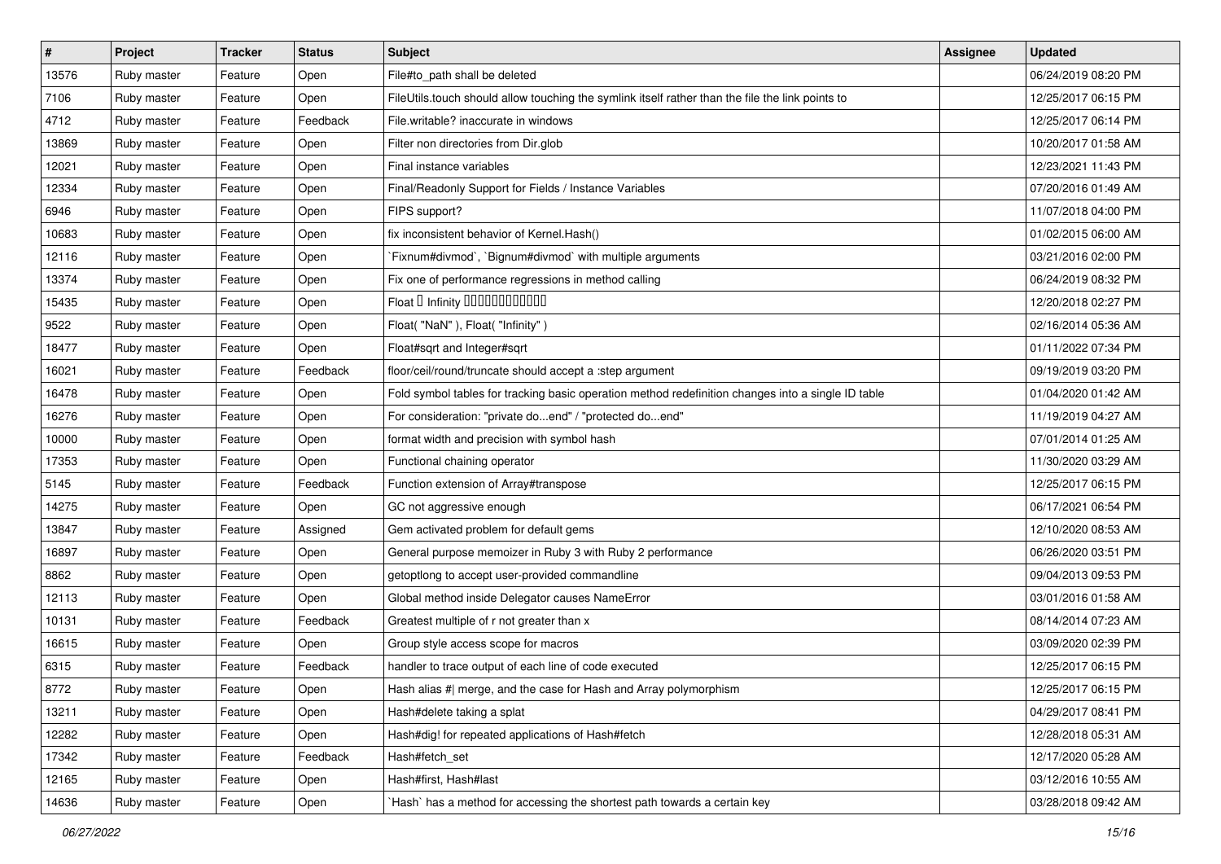| # | Project | Tracker | Status | Subject | Assignee | Updated |
|---|---|---|---|---|---|---|
| 13576 | Ruby master | Feature | Open | File#to_path shall be deleted | | 06/24/2019 08:20 PM |
| 7106 | Ruby master | Feature | Open | FileUtils.touch should allow touching the symlink itself rather than the file the link points to | | 12/25/2017 06:15 PM |
| 4712 | Ruby master | Feature | Feedback | File.writable? inaccurate in windows | | 12/25/2017 06:14 PM |
| 13869 | Ruby master | Feature | Open | Filter non directories from Dir.glob | | 10/20/2017 01:58 AM |
| 12021 | Ruby master | Feature | Open | Final instance variables | | 12/23/2021 11:43 PM |
| 12334 | Ruby master | Feature | Open | Final/Readonly Support for Fields / Instance Variables | | 07/20/2016 01:49 AM |
| 6946 | Ruby master | Feature | Open | FIPS support? | | 11/07/2018 04:00 PM |
| 10683 | Ruby master | Feature | Open | fix inconsistent behavior of Kernel.Hash() | | 01/02/2015 06:00 AM |
| 12116 | Ruby master | Feature | Open | `Fixnum#divmod`, `Bignum#divmod` with multiple arguments | | 03/21/2016 02:00 PM |
| 13374 | Ruby master | Feature | Open | Fix one of performance regressions in method calling | | 06/24/2019 08:32 PM |
| 15435 | Ruby master | Feature | Open | Float � Infinity ������������ | | 12/20/2018 02:27 PM |
| 9522 | Ruby master | Feature | Open | Float( "NaN" ), Float( "Infinity" ) | | 02/16/2014 05:36 AM |
| 18477 | Ruby master | Feature | Open | Float#sqrt and Integer#sqrt | | 01/11/2022 07:34 PM |
| 16021 | Ruby master | Feature | Feedback | floor/ceil/round/truncate should accept a :step argument | | 09/19/2019 03:20 PM |
| 16478 | Ruby master | Feature | Open | Fold symbol tables for tracking basic operation method redefinition changes into a single ID table | | 01/04/2020 01:42 AM |
| 16276 | Ruby master | Feature | Open | For consideration: "private do...end" / "protected do...end" | | 11/19/2019 04:27 AM |
| 10000 | Ruby master | Feature | Open | format width and precision with symbol hash | | 07/01/2014 01:25 AM |
| 17353 | Ruby master | Feature | Open | Functional chaining operator | | 11/30/2020 03:29 AM |
| 5145 | Ruby master | Feature | Feedback | Function extension of Array#transpose | | 12/25/2017 06:15 PM |
| 14275 | Ruby master | Feature | Open | GC not aggressive enough | | 06/17/2021 06:54 PM |
| 13847 | Ruby master | Feature | Assigned | Gem activated problem for default gems | | 12/10/2020 08:53 AM |
| 16897 | Ruby master | Feature | Open | General purpose memoizer in Ruby 3 with Ruby 2 performance | | 06/26/2020 03:51 PM |
| 8862 | Ruby master | Feature | Open | getoptlong to accept user-provided commandline | | 09/04/2013 09:53 PM |
| 12113 | Ruby master | Feature | Open | Global method inside Delegator causes NameError | | 03/01/2016 01:58 AM |
| 10131 | Ruby master | Feature | Feedback | Greatest multiple of r not greater than x | | 08/14/2014 07:23 AM |
| 16615 | Ruby master | Feature | Open | Group style access scope for macros | | 03/09/2020 02:39 PM |
| 6315 | Ruby master | Feature | Feedback | handler to trace output of each line of code executed | | 12/25/2017 06:15 PM |
| 8772 | Ruby master | Feature | Open | Hash alias #\| merge, and the case for Hash and Array polymorphism | | 12/25/2017 06:15 PM |
| 13211 | Ruby master | Feature | Open | Hash#delete taking a splat | | 04/29/2017 08:41 PM |
| 12282 | Ruby master | Feature | Open | Hash#dig! for repeated applications of Hash#fetch | | 12/28/2018 05:31 AM |
| 17342 | Ruby master | Feature | Feedback | Hash#fetch_set | | 12/17/2020 05:28 AM |
| 12165 | Ruby master | Feature | Open | Hash#first, Hash#last | | 03/12/2016 10:55 AM |
| 14636 | Ruby master | Feature | Open | `Hash` has a method for accessing the shortest path towards a certain key | | 03/28/2018 09:42 AM |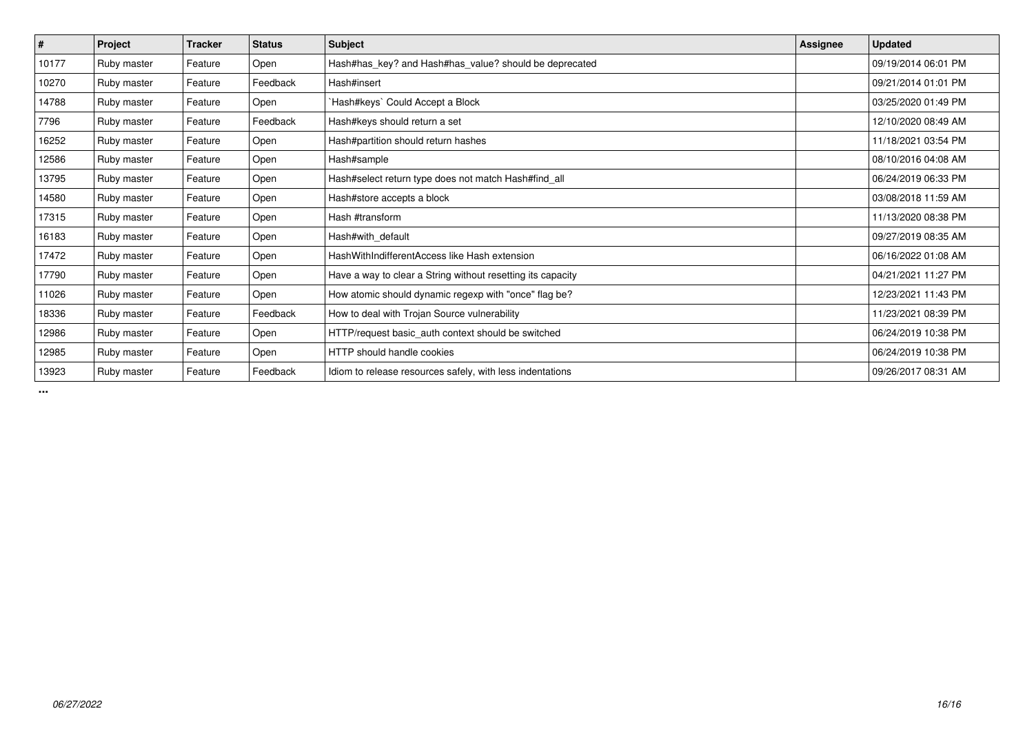| # | Project | Tracker | Status | Subject | Assignee | Updated |
|---|---|---|---|---|---|---|
| 10177 | Ruby master | Feature | Open | Hash#has_key? and Hash#has_value? should be deprecated | | 09/19/2014 06:01 PM |
| 10270 | Ruby master | Feature | Feedback | Hash#insert | | 09/21/2014 01:01 PM |
| 14788 | Ruby master | Feature | Open | `Hash#keys` Could Accept a Block | | 03/25/2020 01:49 PM |
| 7796 | Ruby master | Feature | Feedback | Hash#keys should return a set | | 12/10/2020 08:49 AM |
| 16252 | Ruby master | Feature | Open | Hash#partition should return hashes | | 11/18/2021 03:54 PM |
| 12586 | Ruby master | Feature | Open | Hash#sample | | 08/10/2016 04:08 AM |
| 13795 | Ruby master | Feature | Open | Hash#select return type does not match Hash#find_all | | 06/24/2019 06:33 PM |
| 14580 | Ruby master | Feature | Open | Hash#store accepts a block | | 03/08/2018 11:59 AM |
| 17315 | Ruby master | Feature | Open | Hash #transform | | 11/13/2020 08:38 PM |
| 16183 | Ruby master | Feature | Open | Hash#with_default | | 09/27/2019 08:35 AM |
| 17472 | Ruby master | Feature | Open | HashWithIndifferentAccess like Hash extension | | 06/16/2022 01:08 AM |
| 17790 | Ruby master | Feature | Open | Have a way to clear a String without resetting its capacity | | 04/21/2021 11:27 PM |
| 11026 | Ruby master | Feature | Open | How atomic should dynamic regexp with "once" flag be? | | 12/23/2021 11:43 PM |
| 18336 | Ruby master | Feature | Feedback | How to deal with Trojan Source vulnerability | | 11/23/2021 08:39 PM |
| 12986 | Ruby master | Feature | Open | HTTP/request basic_auth context should be switched | | 06/24/2019 10:38 PM |
| 12985 | Ruby master | Feature | Open | HTTP should handle cookies | | 06/24/2019 10:38 PM |
| 13923 | Ruby master | Feature | Feedback | Idiom to release resources safely, with less indentations | | 09/26/2017 08:31 AM |

...